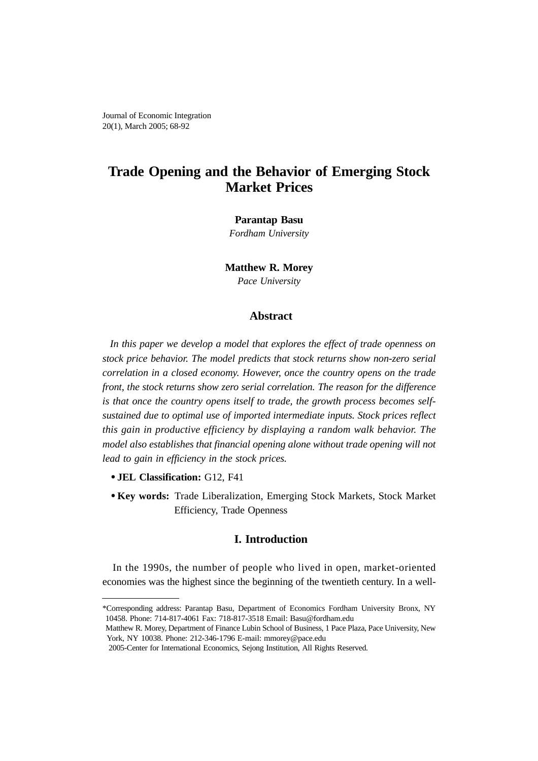# Trade Opening and the Behavior of Emerging Stock Market Prices

**Parantap Basu**
*Fordham University*

**Matthew R. Morey**
*Pace University*

## Abstract

*In this paper we develop a model that explores the effect of trade openness on stock price behavior. The model predicts that stock returns show non-zero serial correlation in a closed economy. However, once the country opens on the trade front, the stock returns show zero serial correlation. The reason for the difference is that once the country opens itself to trade, the growth process becomes self-sustained due to optimal use of imported intermediate inputs. Stock prices reflect this gain in productive efficiency by displaying a random walk behavior. The model also establishes that financial opening alone without trade opening will not lead to gain in efficiency in the stock prices.*

- **JEL Classification:** G12, F41
- **Key words:** Trade Liberalization, Emerging Stock Markets, Stock Market Efficiency, Trade Openness

## I. Introduction

In the 1990s, the number of people who lived in open, market-oriented economies was the highest since the beginning of the twentieth century. In a well-

---

*Corresponding address: Parantap Basu, Department of Economics Fordham University Bronx, NY 10458. Phone: 714-817-4061 Fax: 718-817-3518 Email: Basu@fordham.edu

Matthew R. Morey, Department of Finance Lubin School of Business, 1 Pace Plaza, Pace University, New York, NY 10038. Phone: 212-346-1796 E-mail: mmorey@pace.edu

2005-Center for International Economics, Sejong Institution, All Rights Reserved.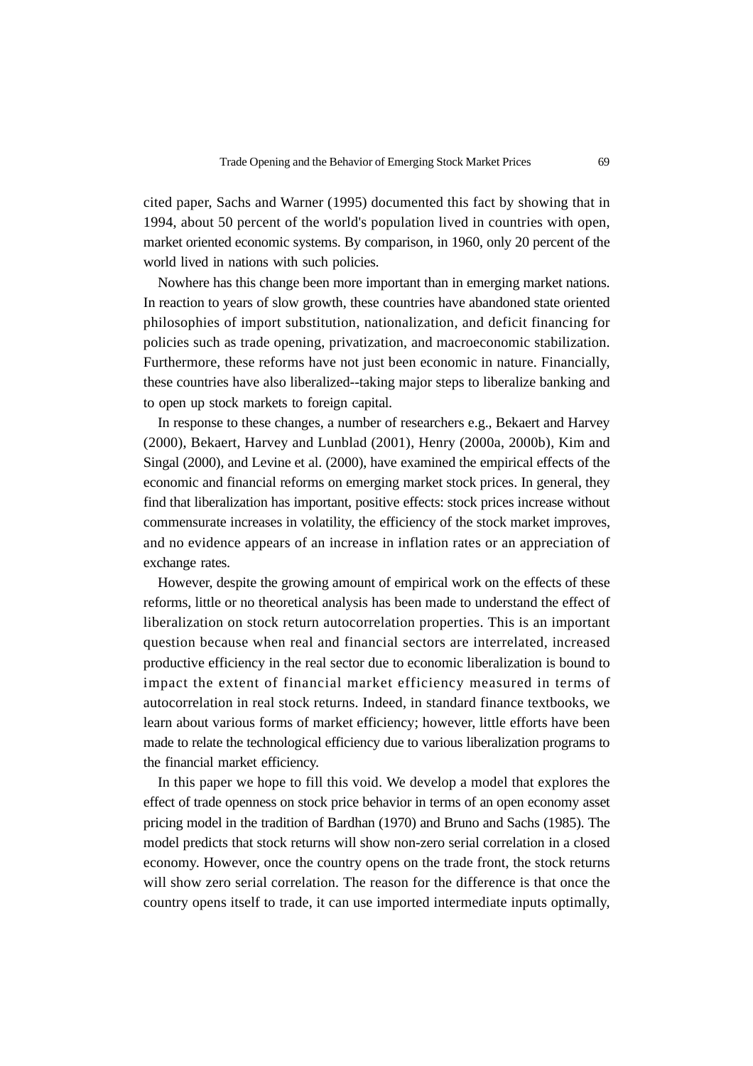cited paper, Sachs and Warner (1995) documented this fact by showing that in 1994, about 50 percent of the world's population lived in countries with open, market oriented economic systems. By comparison, in 1960, only 20 percent of the world lived in nations with such policies.

Nowhere has this change been more important than in emerging market nations. In reaction to years of slow growth, these countries have abandoned state oriented philosophies of import substitution, nationalization, and deficit financing for policies such as trade opening, privatization, and macroeconomic stabilization. Furthermore, these reforms have not just been economic in nature. Financially, these countries have also liberalized--taking major steps to liberalize banking and to open up stock markets to foreign capital.

In response to these changes, a number of researchers e.g., Bekaert and Harvey (2000), Bekaert, Harvey and Lunblad (2001), Henry (2000a, 2000b), Kim and Singal (2000), and Levine et al. (2000), have examined the empirical effects of the economic and financial reforms on emerging market stock prices. In general, they find that liberalization has important, positive effects: stock prices increase without commensurate increases in volatility, the efficiency of the stock market improves, and no evidence appears of an increase in inflation rates or an appreciation of exchange rates.

However, despite the growing amount of empirical work on the effects of these reforms, little or no theoretical analysis has been made to understand the effect of liberalization on stock return autocorrelation properties. This is an important question because when real and financial sectors are interrelated, increased productive efficiency in the real sector due to economic liberalization is bound to impact the extent of financial market efficiency measured in terms of autocorrelation in real stock returns. Indeed, in standard finance textbooks, we learn about various forms of market efficiency; however, little efforts have been made to relate the technological efficiency due to various liberalization programs to the financial market efficiency.

In this paper we hope to fill this void. We develop a model that explores the effect of trade openness on stock price behavior in terms of an open economy asset pricing model in the tradition of Bardhan (1970) and Bruno and Sachs (1985). The model predicts that stock returns will show non-zero serial correlation in a closed economy. However, once the country opens on the trade front, the stock returns will show zero serial correlation. The reason for the difference is that once the country opens itself to trade, it can use imported intermediate inputs optimally,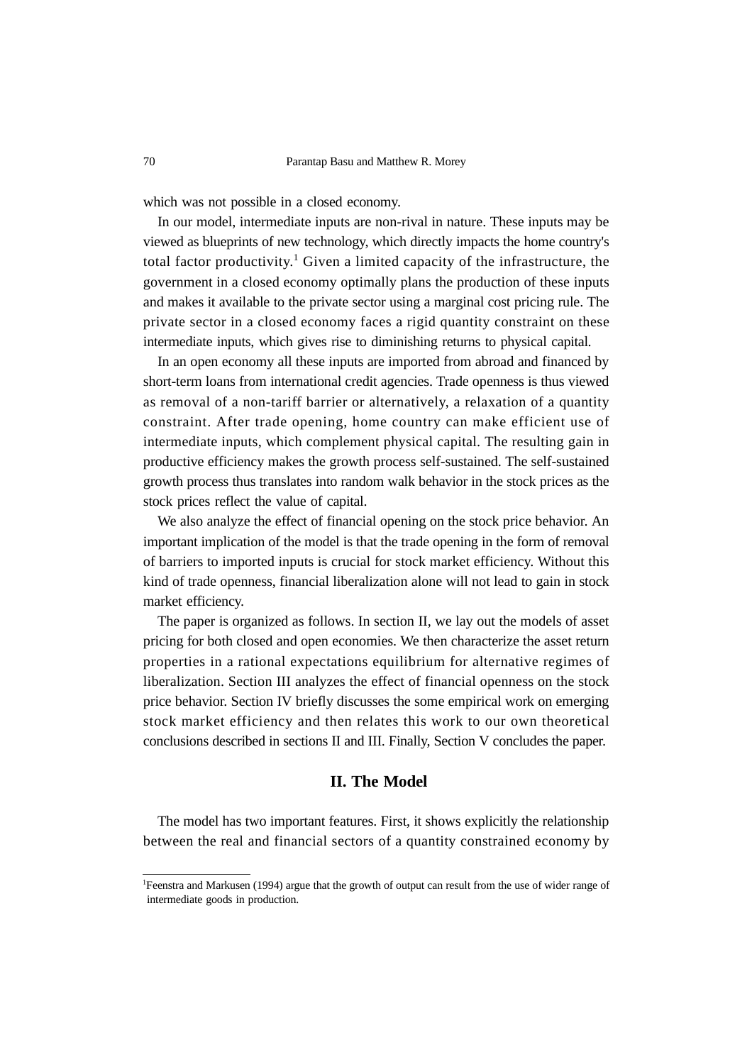which was not possible in a closed economy.

In our model, intermediate inputs are non-rival in nature. These inputs may be viewed as blueprints of new technology, which directly impacts the home country's total factor productivity.[1] Given a limited capacity of the infrastructure, the government in a closed economy optimally plans the production of these inputs and makes it available to the private sector using a marginal cost pricing rule. The private sector in a closed economy faces a rigid quantity constraint on these intermediate inputs, which gives rise to diminishing returns to physical capital.

In an open economy all these inputs are imported from abroad and financed by short-term loans from international credit agencies. Trade openness is thus viewed as removal of a non-tariff barrier or alternatively, a relaxation of a quantity constraint. After trade opening, home country can make efficient use of intermediate inputs, which complement physical capital. The resulting gain in productive efficiency makes the growth process self-sustained. The self-sustained growth process thus translates into random walk behavior in the stock prices as the stock prices reflect the value of capital.

We also analyze the effect of financial opening on the stock price behavior. An important implication of the model is that the trade opening in the form of removal of barriers to imported inputs is crucial for stock market efficiency. Without this kind of trade openness, financial liberalization alone will not lead to gain in stock market efficiency.

The paper is organized as follows. In section II, we lay out the models of asset pricing for both closed and open economies. We then characterize the asset return properties in a rational expectations equilibrium for alternative regimes of liberalization. Section III analyzes the effect of financial openness on the stock price behavior. Section IV briefly discusses the some empirical work on emerging stock market efficiency and then relates this work to our own theoretical conclusions described in sections II and III. Finally, Section V concludes the paper.

## II. The Model

The model has two important features. First, it shows explicitly the relationship between the real and financial sectors of a quantity constrained economy by

[1] Feenstra and Markusen (1994) argue that the growth of output can result from the use of wider range of intermediate goods in production.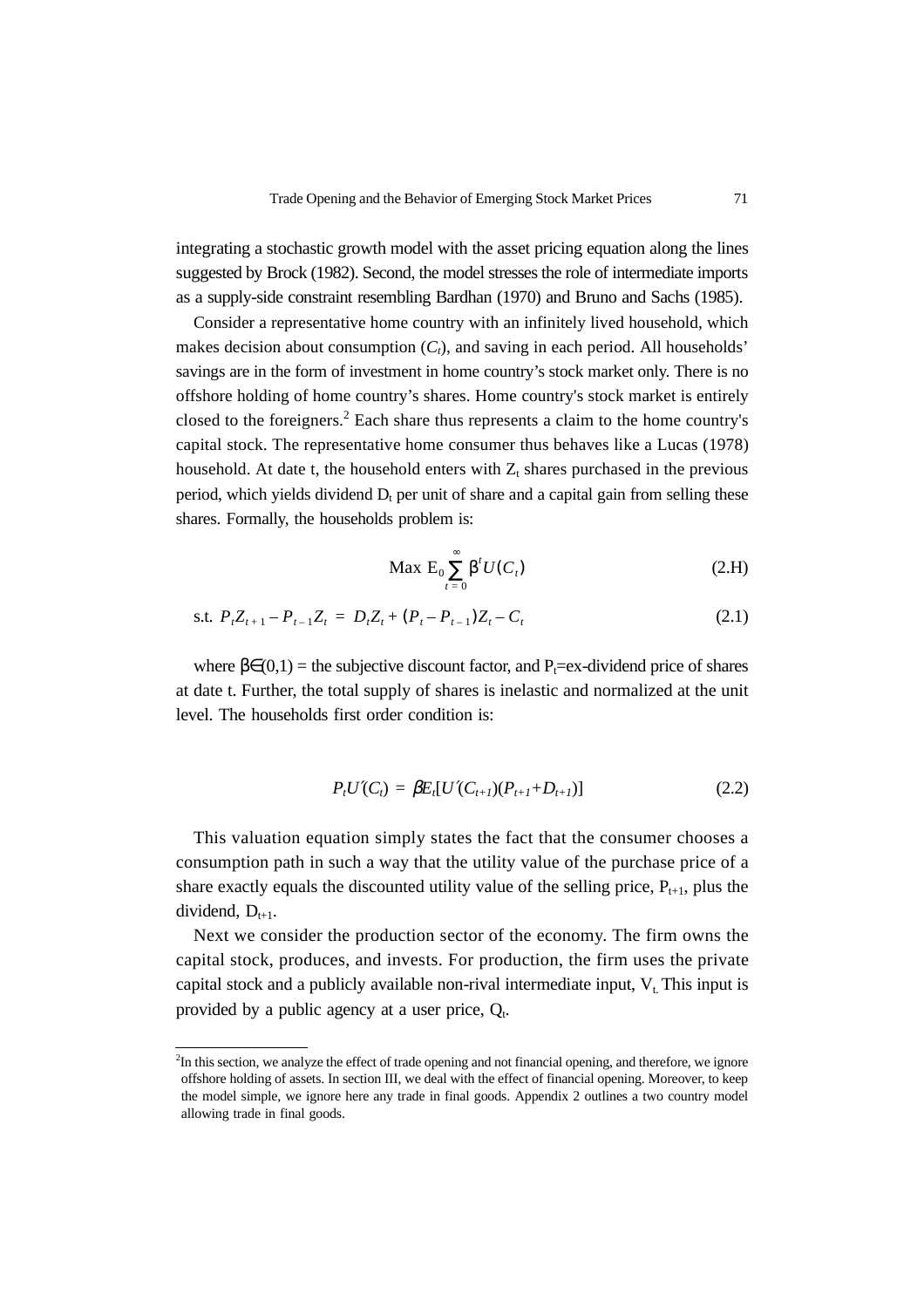integrating a stochastic growth model with the asset pricing equation along the lines suggested by Brock (1982). Second, the model stresses the role of intermediate imports as a supply-side constraint resembling Bardhan (1970) and Bruno and Sachs (1985).

Consider a representative home country with an infinitely lived household, which makes decision about consumption ($C_t$), and saving in each period. All households' savings are in the form of investment in home country's stock market only. There is no offshore holding of home country's shares. Home country's stock market is entirely closed to the foreigners.[2] Each share thus represents a claim to the home country's capital stock. The representative home consumer thus behaves like a Lucas (1978) household. At date t, the household enters with $Z_t$ shares purchased in the previous period, which yields dividend $D_t$ per unit of share and a capital gain from selling these shares. Formally, the households problem is:

$$\text{Max } E_0 \sum_{t=0}^{\infty} \beta^t U(C_t) \tag{2.H}$$

$$\text{s.t. } P_t Z_{t+1} - P_{t-1} Z_t = D_t Z_t + (P_t - P_{t-1}) Z_t - C_t \tag{2.1}$$

where $\beta \in (0,1)$ = the subjective discount factor, and $P_t$=ex-dividend price of shares at date t. Further, the total supply of shares is inelastic and normalized at the unit level. The households first order condition is:

$$P_t U'(C_t) = \beta E_t[U'(C_{t+1})(P_{t+1} + D_{t+1})] \tag{2.2}$$

This valuation equation simply states the fact that the consumer chooses a consumption path in such a way that the utility value of the purchase price of a share exactly equals the discounted utility value of the selling price, $P_{t+1}$, plus the dividend, $D_{t+1}$.

Next we consider the production sector of the economy. The firm owns the capital stock, produces, and invests. For production, the firm uses the private capital stock and a publicly available non-rival intermediate input, $V_t$. This input is provided by a public agency at a user price, $Q_t$.

[2]In this section, we analyze the effect of trade opening and not financial opening, and therefore, we ignore offshore holding of assets. In section III, we deal with the effect of financial opening. Moreover, to keep the model simple, we ignore here any trade in final goods. Appendix 2 outlines a two country model allowing trade in final goods.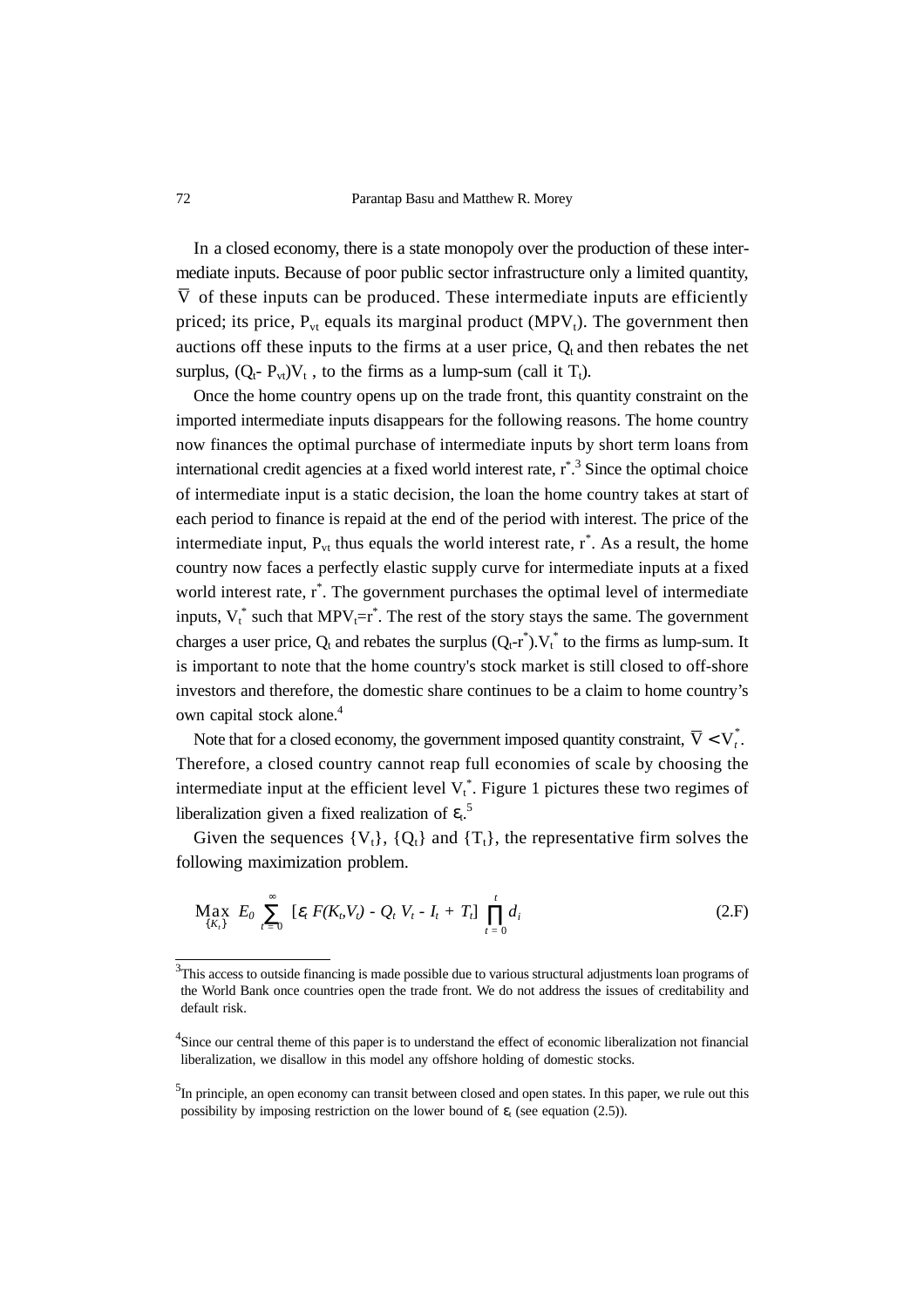In a closed economy, there is a state monopoly over the production of these intermediate inputs. Because of poor public sector infrastructure only a limited quantity, $\overline{V}$ of these inputs can be produced. These intermediate inputs are efficiently priced; its price, $P_{vt}$ equals its marginal product ($MPV_t$). The government then auctions off these inputs to the firms at a user price, $Q_t$ and then rebates the net surplus, $(Q_t - P_{vt})V_t$, to the firms as a lump-sum (call it $T_t$).

Once the home country opens up on the trade front, this quantity constraint on the imported intermediate inputs disappears for the following reasons. The home country now finances the optimal purchase of intermediate inputs by short term loans from international credit agencies at a fixed world interest rate, $r^*$.[3] Since the optimal choice of intermediate input is a static decision, the loan the home country takes at start of each period to finance is repaid at the end of the period with interest. The price of the intermediate input, $P_{vt}$ thus equals the world interest rate, $r^*$. As a result, the home country now faces a perfectly elastic supply curve for intermediate inputs at a fixed world interest rate, $r^*$. The government purchases the optimal level of intermediate inputs, $V_t^*$ such that $MPV_t = r^*$. The rest of the story stays the same. The government charges a user price, $Q_t$ and rebates the surplus $(Q_t - r^*).V_t^*$ to the firms as lump-sum. It is important to note that the home country's stock market is still closed to off-shore investors and therefore, the domestic share continues to be a claim to home country's own capital stock alone.[4]

Note that for a closed economy, the government imposed quantity constraint, $\overline{V} < V_t^*$. Therefore, a closed country cannot reap full economies of scale by choosing the intermediate input at the efficient level $V_t^*$. Figure 1 pictures these two regimes of liberalization given a fixed realization of $\varepsilon_t$.[5]

Given the sequences $\{V_t\}$, $\{Q_t\}$ and $\{T_t\}$, the representative firm solves the following maximization problem.

$$\underset{\{K_t\}}{\text{Max}}\; E_0 \sum_{t=0}^{\infty} [\varepsilon_t F(K_t, V_t) - Q_t V_t - I_t + T_t] \prod_{t=0}^{t} d_i \tag{2.F}$$

---

[3]This access to outside financing is made possible due to various structural adjustments loan programs of the World Bank once countries open the trade front. We do not address the issues of creditability and default risk.

[4]Since our central theme of this paper is to understand the effect of economic liberalization not financial liberalization, we disallow in this model any offshore holding of domestic stocks.

[5]In principle, an open economy can transit between closed and open states. In this paper, we rule out this possibility by imposing restriction on the lower bound of $\varepsilon_t$ (see equation (2.5)).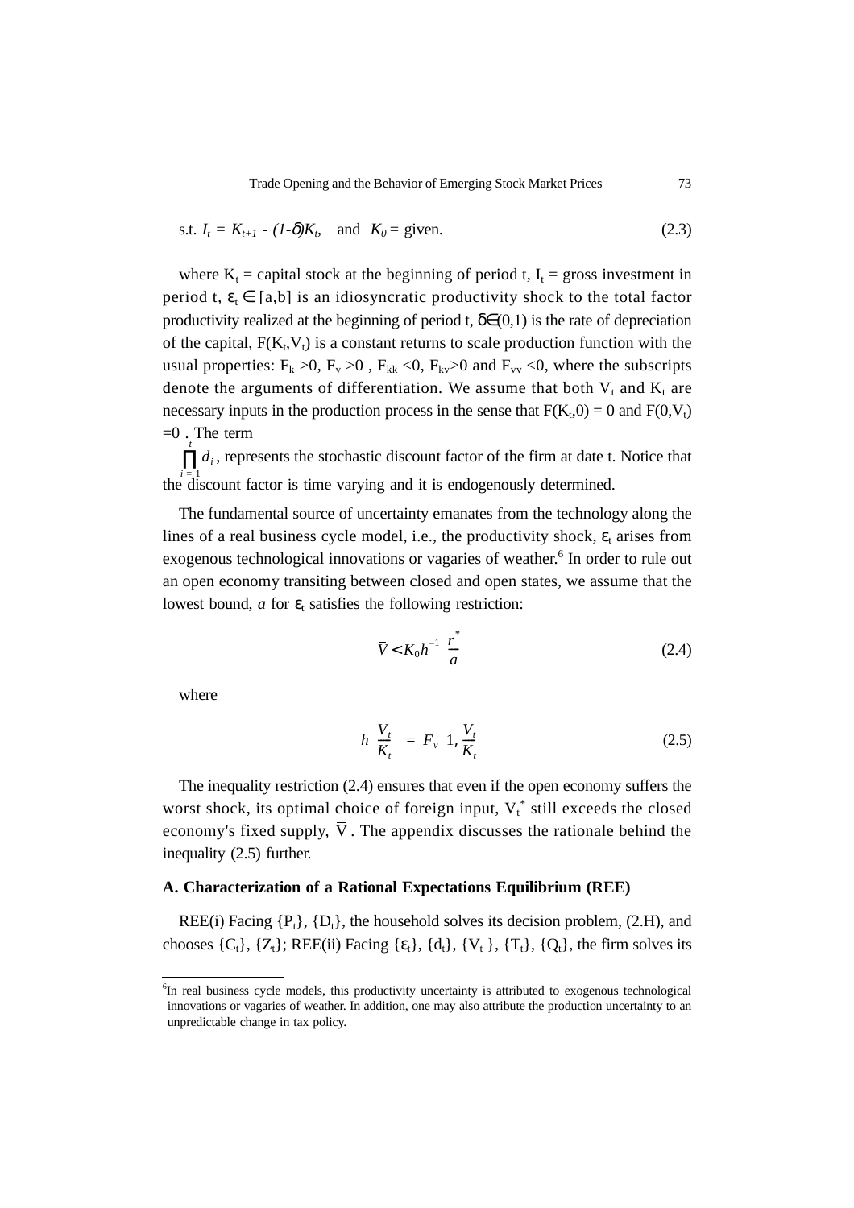$$\text{s.t. } I_t = K_{t+1} - (1\text{-}\delta)K_t, \quad \text{and} \quad K_0 = \text{given.} \tag{2.3}$$

where $K_t$ = capital stock at the beginning of period t, $I_t$ = gross investment in period t, $\varepsilon_t \in [a,b]$ is an idiosyncratic productivity shock to the total factor productivity realized at the beginning of period t, $\delta \in (0,1)$ is the rate of depreciation of the capital, $F(K_t,V_t)$ is a constant returns to scale production function with the usual properties: $F_k > 0$, $F_v > 0$, $F_{kk} < 0$, $F_{kv} > 0$ and $F_{vv} < 0$, where the subscripts denote the arguments of differentiation. We assume that both $V_t$ and $K_t$ are necessary inputs in the production process in the sense that $F(K_t,0) = 0$ and $F(0,V_t) = 0$. The term $\prod_{i=1}^{t} d_i$, represents the stochastic discount factor of the firm at date t. Notice that the discount factor is time varying and it is endogenously determined.

The fundamental source of uncertainty emanates from the technology along the lines of a real business cycle model, i.e., the productivity shock, $\varepsilon_t$ arises from exogenous technological innovations or vagaries of weather.[6] In order to rule out an open economy transiting between closed and open states, we assume that the lowest bound, $a$ for $\varepsilon_t$ satisfies the following restriction:

$$\bar{V} < K_0 h^{-1}\left(\frac{r^*}{a}\right) \tag{2.4}$$

where

$$h\left(\frac{V_t}{K_t}\right) = F_v\left(1, \frac{V_t}{K_t}\right) \tag{2.5}$$

The inequality restriction (2.4) ensures that even if the open economy suffers the worst shock, its optimal choice of foreign input, $V_t^*$ still exceeds the closed economy's fixed supply, $\bar{V}$. The appendix discusses the rationale behind the inequality (2.5) further.

### A. Characterization of a Rational Expectations Equilibrium (REE)

REE(i) Facing $\{P_t\}$, $\{D_t\}$, the household solves its decision problem, (2.H), and chooses $\{C_t\}$, $\{Z_t\}$; REE(ii) Facing $\{\varepsilon_t\}$, $\{d_t\}$, $\{V_t\}$, $\{T_t\}$, $\{Q_t\}$, the firm solves its

[6] In real business cycle models, this productivity uncertainty is attributed to exogenous technological innovations or vagaries of weather. In addition, one may also attribute the production uncertainty to an unpredictable change in tax policy.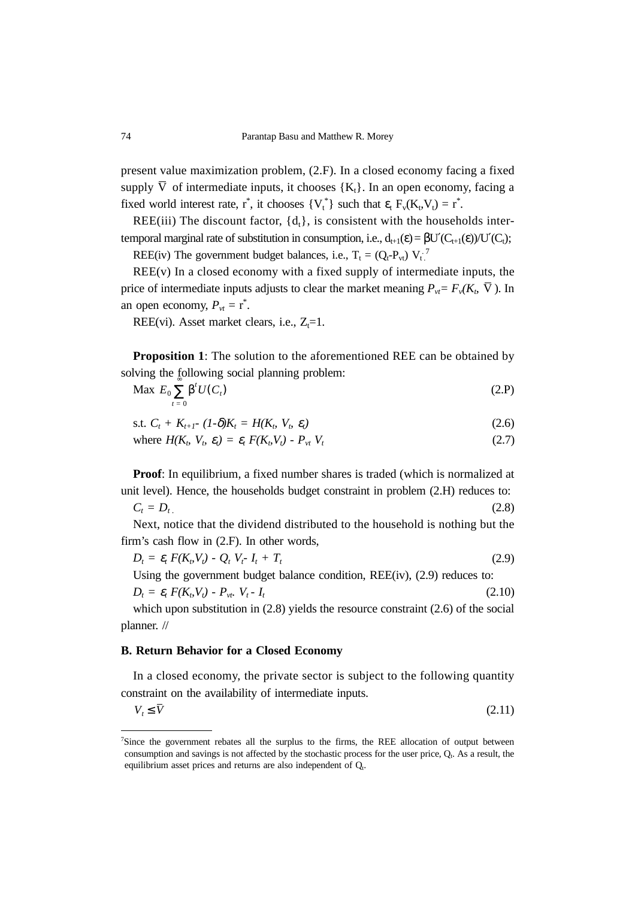present value maximization problem, (2.F). In a closed economy facing a fixed supply $\bar{V}$ of intermediate inputs, it chooses $\{K_t\}$. In an open economy, facing a fixed world interest rate, $r^*$, it chooses $\{V_t^*\}$ such that $\varepsilon_t F_v(K_t,V_t) = r^*$.

REE(iii) The discount factor, $\{d_t\}$, is consistent with the households intertemporal marginal rate of substitution in consumption, i.e., $d_{t+1}(\varepsilon) = \beta U'(C_{t+1}(\varepsilon))/U'(C_t)$;

REE(iv) The government budget balances, i.e., $T_t = (Q_t - P_{vt}) V_t$.[7]

REE(v) In a closed economy with a fixed supply of intermediate inputs, the price of intermediate inputs adjusts to clear the market meaning $P_{vt} = F_v(K_t, \bar{V})$. In an open economy, $P_{vt} = r^*$.

REE(vi). Asset market clears, i.e., $Z_t=1$.

**Proposition 1**: The solution to the aforementioned REE can be obtained by solving the following social planning problem:

$$\text{Max } E_0 \sum_{t=0}^{\infty} \beta^t U(C_t) \tag{2.P}$$

$$\text{s.t. } C_t + K_{t+1} - (1-\delta)K_t = H(K_t, V_t, \varepsilon_t) \tag{2.6}$$

$$\text{where } H(K_t, V_t, \varepsilon_t) = \varepsilon_t F(K_t,V_t) - P_{vt} V_t \tag{2.7}$$

**Proof**: In equilibrium, a fixed number shares is traded (which is normalized at unit level). Hence, the households budget constraint in problem (2.H) reduces to:

$$C_t = D_t \tag{2.8}$$

Next, notice that the dividend distributed to the household is nothing but the firm's cash flow in (2.F). In other words,

$$D_t = \varepsilon_t F(K_t,V_t) - Q_t V_t - I_t + T_t \tag{2.9}$$

Using the government budget balance condition, REE(iv), (2.9) reduces to:

$$D_t = \varepsilon_t F(K_t,V_t) - P_{vt} \cdot V_t - I_t \tag{2.10}$$

which upon substitution in (2.8) yields the resource constraint (2.6) of the social planner. //

### B. Return Behavior for a Closed Economy

In a closed economy, the private sector is subject to the following quantity constraint on the availability of intermediate inputs.

$$V_t \leq \bar{V} \tag{2.11}$$

[7] Since the government rebates all the surplus to the firms, the REE allocation of output between consumption and savings is not affected by the stochastic process for the user price, $Q_t$. As a result, the equilibrium asset prices and returns are also independent of $Q_t$.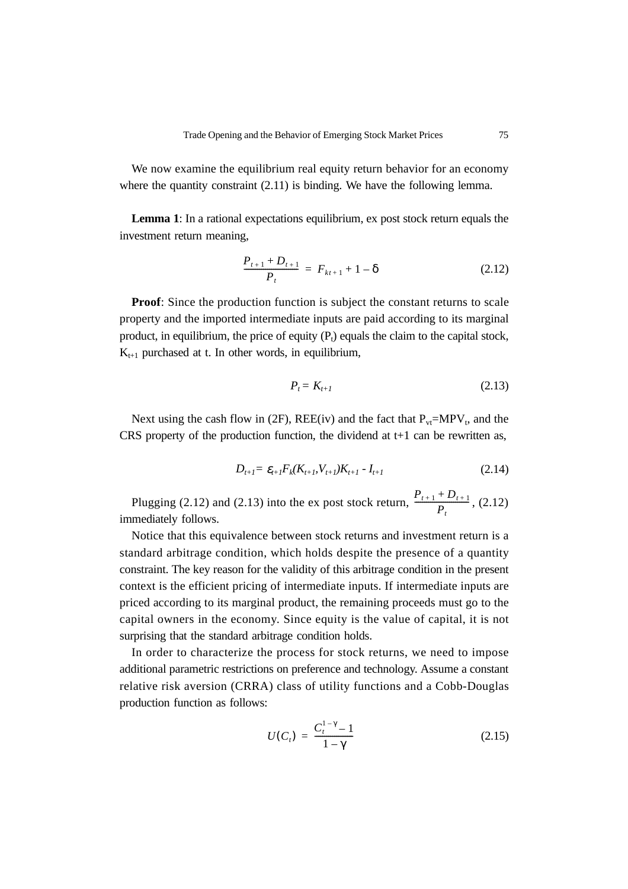We now examine the equilibrium real equity return behavior for an economy where the quantity constraint (2.11) is binding. We have the following lemma.

**Lemma 1**: In a rational expectations equilibrium, ex post stock return equals the investment return meaning,

$$\frac{P_{t+1} + D_{t+1}}{P_t} = F_{kt+1} + 1 - \delta \tag{2.12}$$

**Proof**: Since the production function is subject the constant returns to scale property and the imported intermediate inputs are paid according to its marginal product, in equilibrium, the price of equity ($P_t$) equals the claim to the capital stock, $K_{t+1}$ purchased at t. In other words, in equilibrium,

$$P_t = K_{t+1} \tag{2.13}$$

Next using the cash flow in (2F), REE(iv) and the fact that $P_{vt}$=$MPV_t$, and the CRS property of the production function, the dividend at t+1 can be rewritten as,

$$D_{t+1} = \varepsilon_{t+1} F_k(K_{t+1}, V_{t+1}) K_{t+1} - I_{t+1} \tag{2.14}$$

Plugging (2.12) and (2.13) into the ex post stock return, $\frac{P_{t+1} + D_{t+1}}{P_t}$, (2.12) immediately follows.

Notice that this equivalence between stock returns and investment return is a standard arbitrage condition, which holds despite the presence of a quantity constraint. The key reason for the validity of this arbitrage condition in the present context is the efficient pricing of intermediate inputs. If intermediate inputs are priced according to its marginal product, the remaining proceeds must go to the capital owners in the economy. Since equity is the value of capital, it is not surprising that the standard arbitrage condition holds.

In order to characterize the process for stock returns, we need to impose additional parametric restrictions on preference and technology. Assume a constant relative risk aversion (CRRA) class of utility functions and a Cobb-Douglas production function as follows:

$$U(C_t) = \frac{C_t^{1-\gamma} - 1}{1 - \gamma} \tag{2.15}$$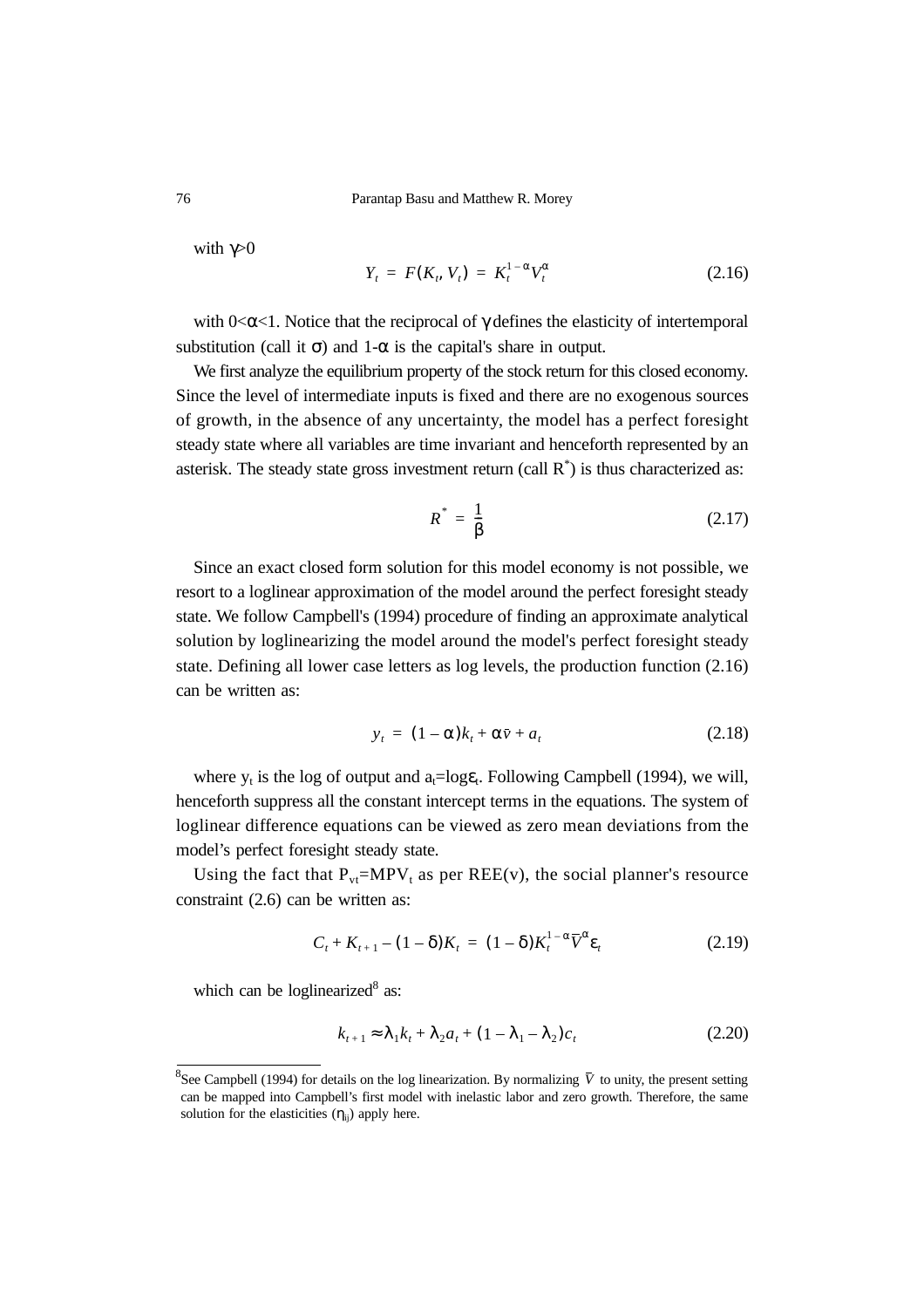with $\gamma$>0

$$Y_t = F(K_t, V_t) = K_t^{1-\alpha} V_t^{\alpha} \tag{2.16}$$

with 0<$\alpha$<1. Notice that the reciprocal of $\gamma$ defines the elasticity of intertemporal substitution (call it $\sigma$) and 1-$\alpha$ is the capital's share in output.

We first analyze the equilibrium property of the stock return for this closed economy. Since the level of intermediate inputs is fixed and there are no exogenous sources of growth, in the absence of any uncertainty, the model has a perfect foresight steady state where all variables are time invariant and henceforth represented by an asterisk. The steady state gross investment return (call $R^*$) is thus characterized as:

$$R^* = \frac{1}{\beta} \tag{2.17}$$

Since an exact closed form solution for this model economy is not possible, we resort to a loglinear approximation of the model around the perfect foresight steady state. We follow Campbell's (1994) procedure of finding an approximate analytical solution by loglinearizing the model around the model's perfect foresight steady state. Defining all lower case letters as log levels, the production function (2.16) can be written as:

$$y_t = (1-\alpha)k_t + \alpha \bar{v} + a_t \tag{2.18}$$

where $y_t$ is the log of output and $a_t$=log$\varepsilon_t$. Following Campbell (1994), we will, henceforth suppress all the constant intercept terms in the equations. The system of loglinear difference equations can be viewed as zero mean deviations from the model's perfect foresight steady state.

Using the fact that $P_{vt}$=MP$V_t$ as per REE(v), the social planner's resource constraint (2.6) can be written as:

$$C_t + K_{t+1} - (1-\delta)K_t = (1-\delta)K_t^{1-\alpha}\bar{V}^{\alpha}\varepsilon_t \tag{2.19}$$

which can be loglinearized[8] as:

$$k_{t+1} \approx \lambda_1 k_t + \lambda_2 a_t + (1-\lambda_1-\lambda_2)c_t \tag{2.20}$$

[8]See Campbell (1994) for details on the log linearization. By normalizing $\bar{V}$ to unity, the present setting can be mapped into Campbell's first model with inelastic labor and zero growth. Therefore, the same solution for the elasticities ($\eta_{ij}$) apply here.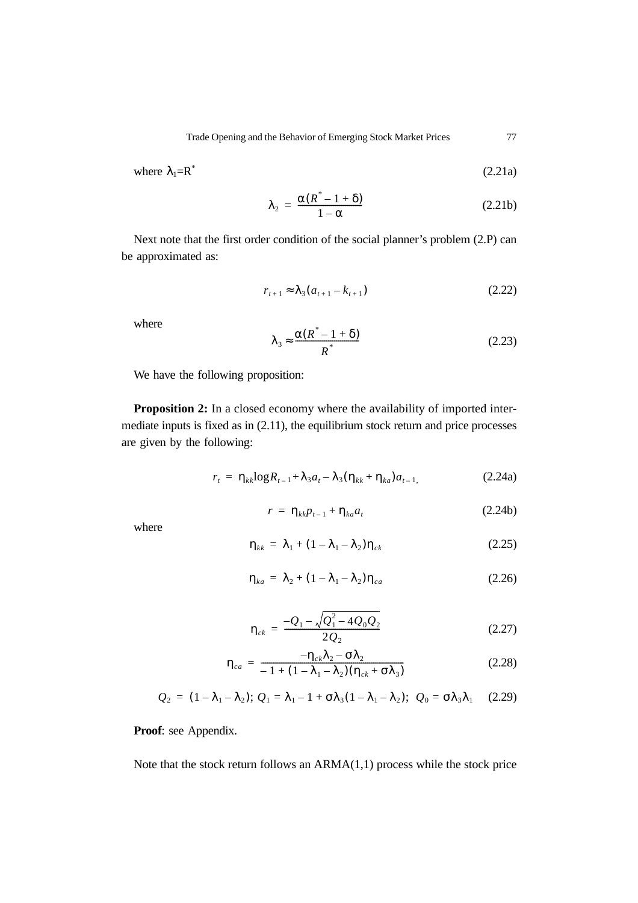where $\lambda_1 = R^*$ (2.21a)

$$\lambda_2 = \frac{\alpha(R^* - 1 + \delta)}{1 - \alpha} \tag{2.21b}$$

Next note that the first order condition of the social planner's problem (2.P) can be approximated as:

$$r_{t+1} \approx \lambda_3(a_{t+1} - k_{t+1}) \tag{2.22}$$

where

$$\lambda_3 \approx \frac{\alpha(R^* - 1 + \delta)}{R^*} \tag{2.23}$$

We have the following proposition:

**Proposition 2:** In a closed economy where the availability of imported intermediate inputs is fixed as in (2.11), the equilibrium stock return and price processes are given by the following:

$$r_t = \eta_{kk} \log R_{t-1} + \lambda_3 a_t - \lambda_3(\eta_{kk} + \eta_{ka}) a_{t-1}, \tag{2.24a}$$

$$r = \eta_{kk} p_{t-1} + \eta_{ka} a_t \tag{2.24b}$$

where

$$\eta_{kk} = \lambda_1 + (1 - \lambda_1 - \lambda_2)\eta_{ck} \tag{2.25}$$

$$\eta_{ka} = \lambda_2 + (1 - \lambda_1 - \lambda_2)\eta_{ca} \tag{2.26}$$

$$\eta_{ck} = \frac{-Q_1 - \sqrt{Q_1^2 - 4Q_0 Q_2}}{2Q_2} \tag{2.27}$$

$$\eta_{ca} = \frac{-\eta_{ck}\lambda_2 - \sigma\lambda_2}{-1 + (1 - \lambda_1 - \lambda_2)(\eta_{ck} + \sigma\lambda_3)} \tag{2.28}$$

$$Q_2 = (1 - \lambda_1 - \lambda_2);\ Q_1 = \lambda_1 - 1 + \sigma\lambda_3(1 - \lambda_1 - \lambda_2);\ Q_0 = \sigma\lambda_3\lambda_1 \tag{2.29}$$

**Proof**: see Appendix.

Note that the stock return follows an ARMA(1,1) process while the stock price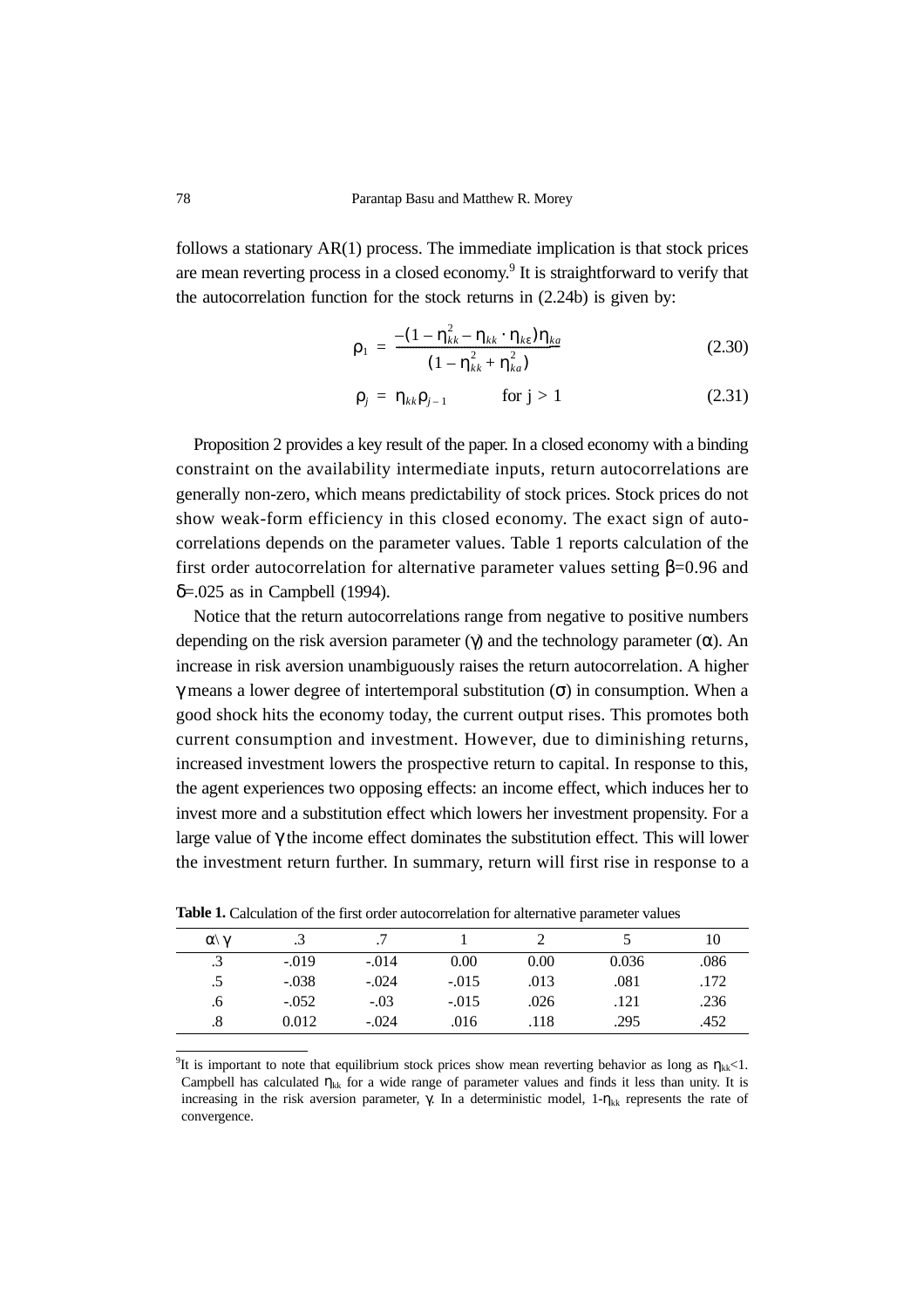follows a stationary AR(1) process. The immediate implication is that stock prices are mean reverting process in a closed economy.[9] It is straightforward to verify that the autocorrelation function for the stock returns in (2.24b) is given by:

$$\rho_1 = \frac{-(1-\eta_{kk}^2 - \eta_{kk}\cdot\eta_{k\varepsilon})\eta_{ka}}{(1-\eta_{kk}^2+\eta_{ka}^2)} \tag{2.30}$$

$$\rho_j = \eta_{kk}\rho_{j-1} \qquad \text{for } j > 1 \tag{2.31}$$

Proposition 2 provides a key result of the paper. In a closed economy with a binding constraint on the availability intermediate inputs, return autocorrelations are generally non-zero, which means predictability of stock prices. Stock prices do not show weak-form efficiency in this closed economy. The exact sign of autocorrelations depends on the parameter values. Table 1 reports calculation of the first order autocorrelation for alternative parameter values setting $\beta$=0.96 and $\delta$=.025 as in Campbell (1994).

Notice that the return autocorrelations range from negative to positive numbers depending on the risk aversion parameter ($\gamma$) and the technology parameter ($\alpha$). An increase in risk aversion unambiguously raises the return autocorrelation. A higher $\gamma$ means a lower degree of intertemporal substitution ($\sigma$) in consumption. When a good shock hits the economy today, the current output rises. This promotes both current consumption and investment. However, due to diminishing returns, increased investment lowers the prospective return to capital. In response to this, the agent experiences two opposing effects: an income effect, which induces her to invest more and a substitution effect which lowers her investment propensity. For a large value of $\gamma$ the income effect dominates the substitution effect. This will lower the investment return further. In summary, return will first rise in response to a

**Table 1.** Calculation of the first order autocorrelation for alternative parameter values

| $\alpha \backslash \gamma$ | .3 | .7 | 1 | 2 | 5 | 10 |
|---|---|---|---|---|---|---|
| .3 | -.019 | -.014 | 0.00 | 0.00 | 0.036 | .086 |
| .5 | -.038 | -.024 | -.015 | .013 | .081 | .172 |
| .6 | -.052 | -.03 | -.015 | .026 | .121 | .236 |
| .8 | 0.012 | -.024 | .016 | .118 | .295 | .452 |

[9] It is important to note that equilibrium stock prices show mean reverting behavior as long as $\eta_{kk}$<1. Campbell has calculated $\eta_{kk}$ for a wide range of parameter values and finds it less than unity. It is increasing in the risk aversion parameter, $\gamma$. In a deterministic model, 1-$\eta_{kk}$ represents the rate of convergence.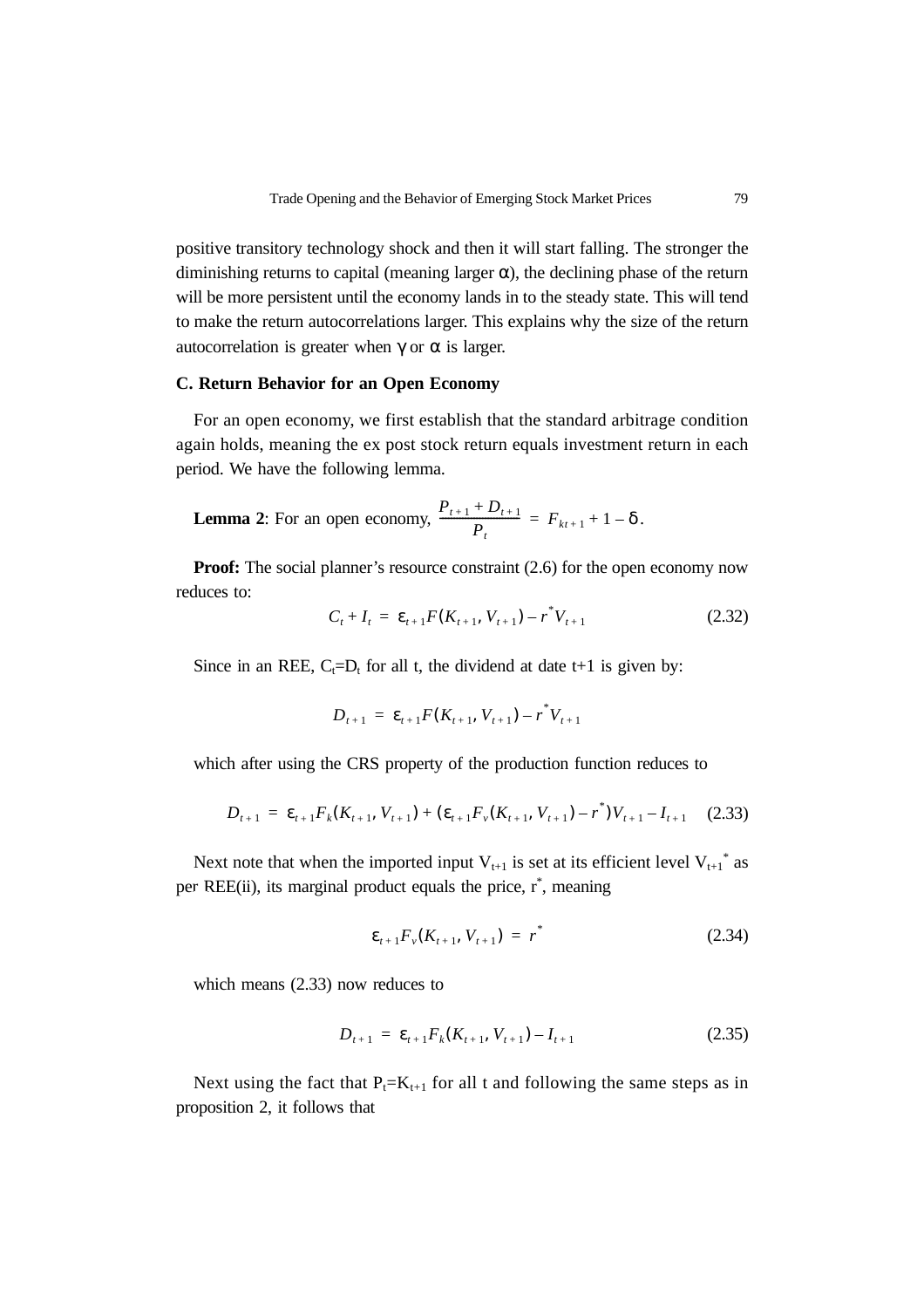positive transitory technology shock and then it will start falling. The stronger the diminishing returns to capital (meaning larger $\alpha$), the declining phase of the return will be more persistent until the economy lands in to the steady state. This will tend to make the return autocorrelations larger. This explains why the size of the return autocorrelation is greater when $\gamma$ or $\alpha$ is larger.

### C. Return Behavior for an Open Economy

For an open economy, we first establish that the standard arbitrage condition again holds, meaning the ex post stock return equals investment return in each period. We have the following lemma.

**Lemma 2**: For an open economy, $\dfrac{P_{t+1} + D_{t+1}}{P_t} = F_{kt+1} + 1 - \delta$.

**Proof:** The social planner's resource constraint (2.6) for the open economy now reduces to:

$$C_t + I_t = \varepsilon_{t+1} F(K_{t+1}, V_{t+1}) - r^* V_{t+1} \tag{2.32}$$

Since in an REE, $C_t = D_t$ for all t, the dividend at date t+1 is given by:

$$D_{t+1} = \varepsilon_{t+1} F(K_{t+1}, V_{t+1}) - r^* V_{t+1}$$

which after using the CRS property of the production function reduces to

$$D_{t+1} = \varepsilon_{t+1} F_k(K_{t+1}, V_{t+1}) + (\varepsilon_{t+1} F_v(K_{t+1}, V_{t+1}) - r^*) V_{t+1} - I_{t+1} \tag{2.33}$$

Next note that when the imported input $V_{t+1}$ is set at its efficient level $V_{t+1}^*$ as per REE(ii), its marginal product equals the price, $r^*$, meaning

$$\varepsilon_{t+1} F_v(K_{t+1}, V_{t+1}) = r^* \tag{2.34}$$

which means (2.33) now reduces to

$$D_{t+1} = \varepsilon_{t+1} F_k(K_{t+1}, V_{t+1}) - I_{t+1} \tag{2.35}$$

Next using the fact that $P_t = K_{t+1}$ for all t and following the same steps as in proposition 2, it follows that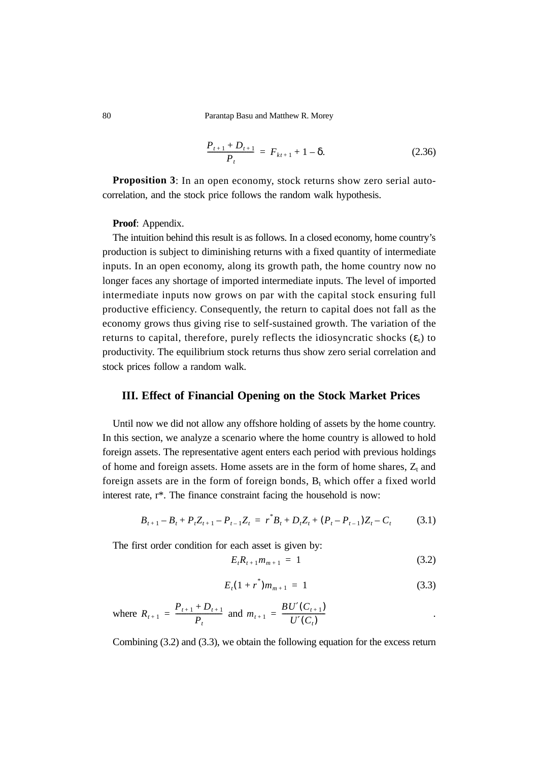$$\frac{P_{t+1} + D_{t+1}}{P_t} = F_{kt+1} + 1 - \delta. \tag{2.36}$$

**Proposition 3**: In an open economy, stock returns show zero serial auto-correlation, and the stock price follows the random walk hypothesis.

**Proof**: Appendix.

The intuition behind this result is as follows. In a closed economy, home country's production is subject to diminishing returns with a fixed quantity of intermediate inputs. In an open economy, along its growth path, the home country now no longer faces any shortage of imported intermediate inputs. The level of imported intermediate inputs now grows on par with the capital stock ensuring full productive efficiency. Consequently, the return to capital does not fall as the economy grows thus giving rise to self-sustained growth. The variation of the returns to capital, therefore, purely reflects the idiosyncratic shocks ($\varepsilon_t$) to productivity. The equilibrium stock returns thus show zero serial correlation and stock prices follow a random walk.

## III. Effect of Financial Opening on the Stock Market Prices

Until now we did not allow any offshore holding of assets by the home country. In this section, we analyze a scenario where the home country is allowed to hold foreign assets. The representative agent enters each period with previous holdings of home and foreign assets. Home assets are in the form of home shares, $Z_t$ and foreign assets are in the form of foreign bonds, $B_t$ which offer a fixed world interest rate, r\*. The finance constraint facing the household is now:

$$B_{t+1} - B_t + P_t Z_{t+1} - P_{t-1} Z_t = r^* B_t + D_t Z_t + (P_t - P_{t-1}) Z_t - C_t \tag{3.1}$$

The first order condition for each asset is given by:

$$E_t R_{t+1} m_{m+1} = 1 \tag{3.2}$$

$$E_t (1 + r^*) m_{m+1} = 1 \tag{3.3}$$

where $R_{t+1} = \dfrac{P_{t+1} + D_{t+1}}{P_t}$ and $m_{t+1} = \dfrac{BU'(C_{t+1})}{U'(C_t)}$.

Combining (3.2) and (3.3), we obtain the following equation for the excess return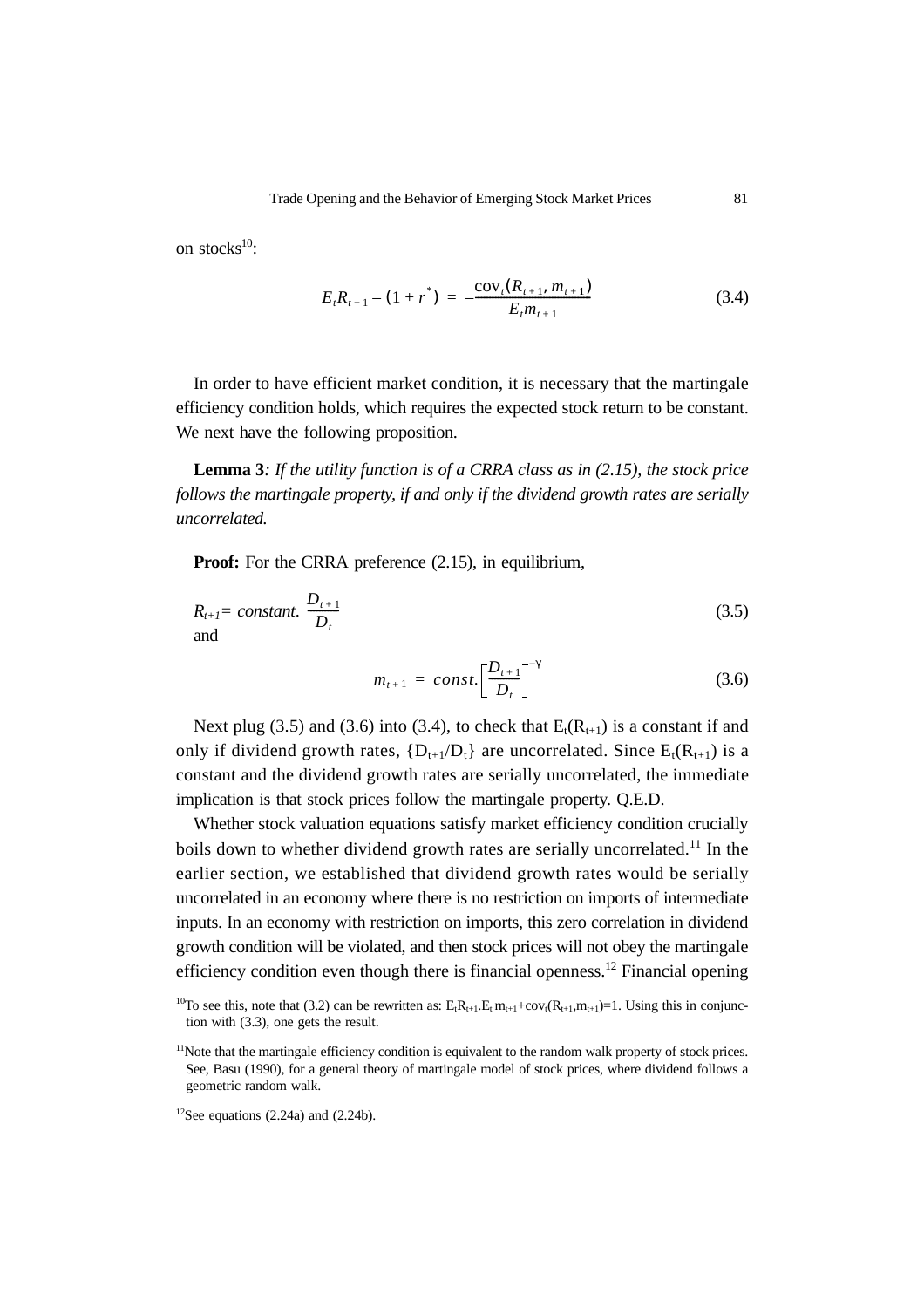on stocks[10]:

$$E_t R_{t+1} - (1 + r^*) = -\frac{\text{cov}_t(R_{t+1}, m_{t+1})}{E_t m_{t+1}} \tag{3.4}$$

In order to have efficient market condition, it is necessary that the martingale efficiency condition holds, which requires the expected stock return to be constant. We next have the following proposition.

**Lemma 3**: *If the utility function is of a CRRA class as in (2.15), the stock price follows the martingale property, if and only if the dividend growth rates are serially uncorrelated.*

**Proof:** For the CRRA preference (2.15), in equilibrium,

$$R_{t+1} = \textit{constant}.\ \frac{D_{t+1}}{D_t} \tag{3.5}$$

and

$$m_{t+1} = \textit{const}.\left[\frac{D_{t+1}}{D_t}\right]^{-\gamma} \tag{3.6}$$

Next plug (3.5) and (3.6) into (3.4), to check that $E_t(R_{t+1})$ is a constant if and only if dividend growth rates, $\{D_{t+1}/D_t\}$ are uncorrelated. Since $E_t(R_{t+1})$ is a constant and the dividend growth rates are serially uncorrelated, the immediate implication is that stock prices follow the martingale property. Q.E.D.

Whether stock valuation equations satisfy market efficiency condition crucially boils down to whether dividend growth rates are serially uncorrelated.[11] In the earlier section, we established that dividend growth rates would be serially uncorrelated in an economy where there is no restriction on imports of intermediate inputs. In an economy with restriction on imports, this zero correlation in dividend growth condition will be violated, and then stock prices will not obey the martingale efficiency condition even though there is financial openness.[12] Financial opening

---

[10]To see this, note that (3.2) can be rewritten as: $E_t R_{t+1}.E_t m_{t+1} + \text{cov}_t(R_{t+1}, m_{t+1}) = 1$. Using this in conjunction with (3.3), one gets the result.

[11]Note that the martingale efficiency condition is equivalent to the random walk property of stock prices. See, Basu (1990), for a general theory of martingale model of stock prices, where dividend follows a geometric random walk.

[12]See equations (2.24a) and (2.24b).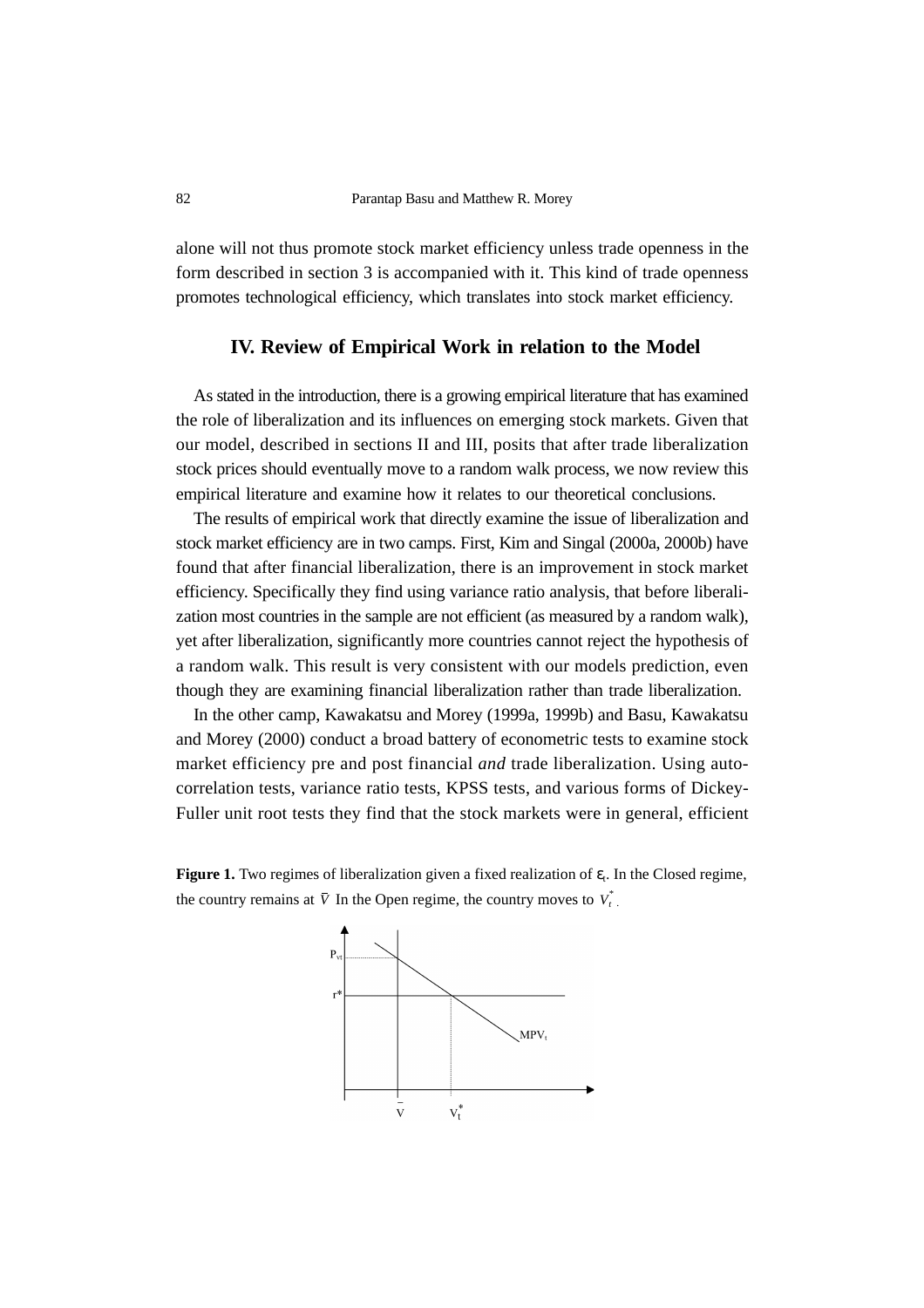alone will not thus promote stock market efficiency unless trade openness in the form described in section 3 is accompanied with it. This kind of trade openness promotes technological efficiency, which translates into stock market efficiency.

## IV. Review of Empirical Work in relation to the Model

As stated in the introduction, there is a growing empirical literature that has examined the role of liberalization and its influences on emerging stock markets. Given that our model, described in sections II and III, posits that after trade liberalization stock prices should eventually move to a random walk process, we now review this empirical literature and examine how it relates to our theoretical conclusions.

The results of empirical work that directly examine the issue of liberalization and stock market efficiency are in two camps. First, Kim and Singal (2000a, 2000b) have found that after financial liberalization, there is an improvement in stock market efficiency. Specifically they find using variance ratio analysis, that before liberalization most countries in the sample are not efficient (as measured by a random walk), yet after liberalization, significantly more countries cannot reject the hypothesis of a random walk. This result is very consistent with our models prediction, even though they are examining financial liberalization rather than trade liberalization.

In the other camp, Kawakatsu and Morey (1999a, 1999b) and Basu, Kawakatsu and Morey (2000) conduct a broad battery of econometric tests to examine stock market efficiency pre and post financial *and* trade liberalization. Using autocorrelation tests, variance ratio tests, KPSS tests, and various forms of Dickey-Fuller unit root tests they find that the stock markets were in general, efficient

**Figure 1.** Two regimes of liberalization given a fixed realization of $\varepsilon_t$. In the Closed regime, the country remains at $\bar{V}$ In the Open regime, the country moves to $V_t^*$.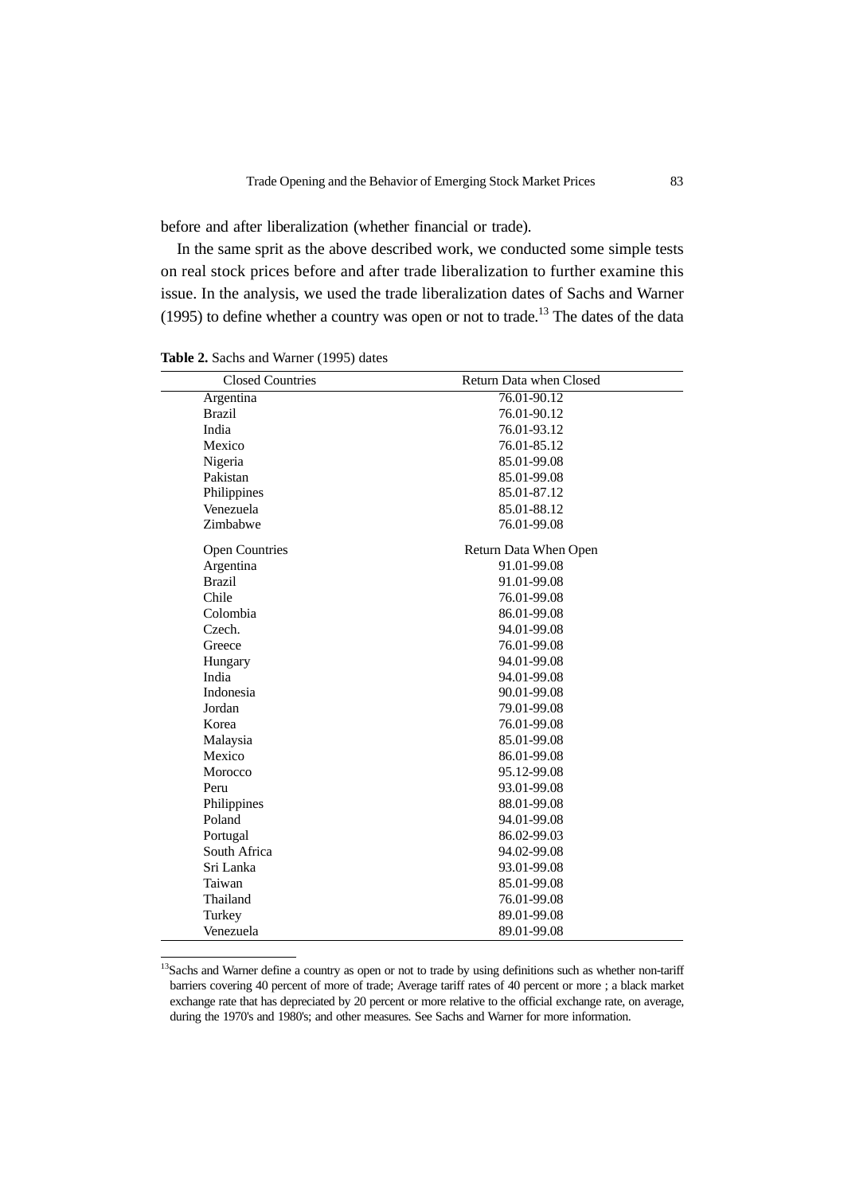before and after liberalization (whether financial or trade).

In the same sprit as the above described work, we conducted some simple tests on real stock prices before and after trade liberalization to further examine this issue. In the analysis, we used the trade liberalization dates of Sachs and Warner (1995) to define whether a country was open or not to trade.[13] The dates of the data

**Table 2.** Sachs and Warner (1995) dates

| Closed Countries | Return Data when Closed |
|---|---|
| Argentina | 76.01-90.12 |
| Brazil | 76.01-90.12 |
| India | 76.01-93.12 |
| Mexico | 76.01-85.12 |
| Nigeria | 85.01-99.08 |
| Pakistan | 85.01-99.08 |
| Philippines | 85.01-87.12 |
| Venezuela | 85.01-88.12 |
| Zimbabwe | 76.01-99.08 |
| **Open Countries** | **Return Data When Open** |
| Argentina | 91.01-99.08 |
| Brazil | 91.01-99.08 |
| Chile | 76.01-99.08 |
| Colombia | 86.01-99.08 |
| Czech. | 94.01-99.08 |
| Greece | 76.01-99.08 |
| Hungary | 94.01-99.08 |
| India | 94.01-99.08 |
| Indonesia | 90.01-99.08 |
| Jordan | 79.01-99.08 |
| Korea | 76.01-99.08 |
| Malaysia | 85.01-99.08 |
| Mexico | 86.01-99.08 |
| Morocco | 95.12-99.08 |
| Peru | 93.01-99.08 |
| Philippines | 88.01-99.08 |
| Poland | 94.01-99.08 |
| Portugal | 86.02-99.03 |
| South Africa | 94.02-99.08 |
| Sri Lanka | 93.01-99.08 |
| Taiwan | 85.01-99.08 |
| Thailand | 76.01-99.08 |
| Turkey | 89.01-99.08 |
| Venezuela | 89.01-99.08 |

[13]Sachs and Warner define a country as open or not to trade by using definitions such as whether non-tariff barriers covering 40 percent of more of trade; Average tariff rates of 40 percent or more ; a black market exchange rate that has depreciated by 20 percent or more relative to the official exchange rate, on average, during the 1970's and 1980's; and other measures. See Sachs and Warner for more information.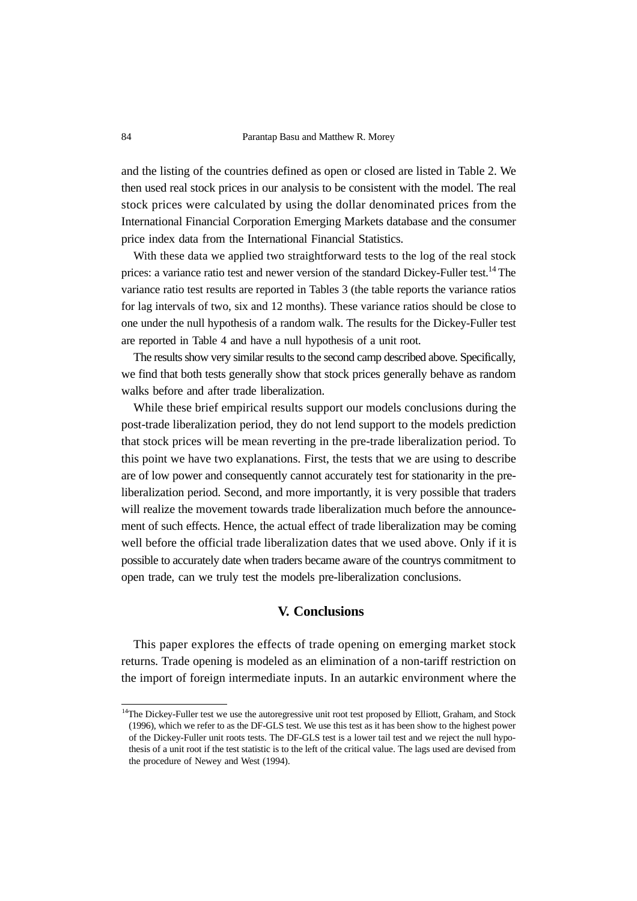and the listing of the countries defined as open or closed are listed in Table 2. We then used real stock prices in our analysis to be consistent with the model. The real stock prices were calculated by using the dollar denominated prices from the International Financial Corporation Emerging Markets database and the consumer price index data from the International Financial Statistics.

With these data we applied two straightforward tests to the log of the real stock prices: a variance ratio test and newer version of the standard Dickey-Fuller test.[14] The variance ratio test results are reported in Tables 3 (the table reports the variance ratios for lag intervals of two, six and 12 months). These variance ratios should be close to one under the null hypothesis of a random walk. The results for the Dickey-Fuller test are reported in Table 4 and have a null hypothesis of a unit root.

The results show very similar results to the second camp described above. Specifically, we find that both tests generally show that stock prices generally behave as random walks before and after trade liberalization.

While these brief empirical results support our models conclusions during the post-trade liberalization period, they do not lend support to the models prediction that stock prices will be mean reverting in the pre-trade liberalization period. To this point we have two explanations. First, the tests that we are using to describe are of low power and consequently cannot accurately test for stationarity in the pre-liberalization period. Second, and more importantly, it is very possible that traders will realize the movement towards trade liberalization much before the announcement of such effects. Hence, the actual effect of trade liberalization may be coming well before the official trade liberalization dates that we used above. Only if it is possible to accurately date when traders became aware of the countrys commitment to open trade, can we truly test the models pre-liberalization conclusions.

## V. Conclusions

This paper explores the effects of trade opening on emerging market stock returns. Trade opening is modeled as an elimination of a non-tariff restriction on the import of foreign intermediate inputs. In an autarkic environment where the

[14]The Dickey-Fuller test we use the autoregressive unit root test proposed by Elliott, Graham, and Stock (1996), which we refer to as the DF-GLS test. We use this test as it has been show to the highest power of the Dickey-Fuller unit roots tests. The DF-GLS test is a lower tail test and we reject the null hypothesis of a unit root if the test statistic is to the left of the critical value. The lags used are devised from the procedure of Newey and West (1994).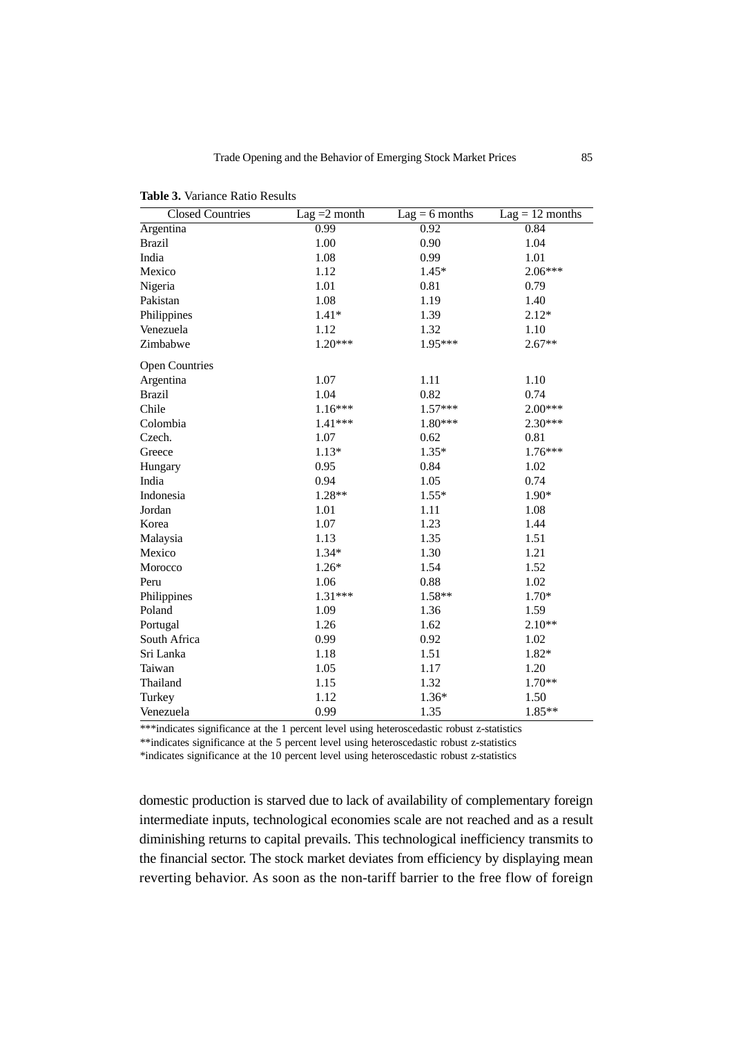**Table 3.** Variance Ratio Results

| Closed Countries | Lag =2 month | Lag = 6 months | Lag = 12 months |
|---|---|---|---|
| Argentina | 0.99 | 0.92 | 0.84 |
| Brazil | 1.00 | 0.90 | 1.04 |
| India | 1.08 | 0.99 | 1.01 |
| Mexico | 1.12 | 1.45* | 2.06*** |
| Nigeria | 1.01 | 0.81 | 0.79 |
| Pakistan | 1.08 | 1.19 | 1.40 |
| Philippines | 1.41* | 1.39 | 2.12* |
| Venezuela | 1.12 | 1.32 | 1.10 |
| Zimbabwe | 1.20*** | 1.95*** | 2.67** |
| Open Countries | | | |
| Argentina | 1.07 | 1.11 | 1.10 |
| Brazil | 1.04 | 0.82 | 0.74 |
| Chile | 1.16*** | 1.57*** | 2.00*** |
| Colombia | 1.41*** | 1.80*** | 2.30*** |
| Czech. | 1.07 | 0.62 | 0.81 |
| Greece | 1.13* | 1.35* | 1.76*** |
| Hungary | 0.95 | 0.84 | 1.02 |
| India | 0.94 | 1.05 | 0.74 |
| Indonesia | 1.28** | 1.55* | 1.90* |
| Jordan | 1.01 | 1.11 | 1.08 |
| Korea | 1.07 | 1.23 | 1.44 |
| Malaysia | 1.13 | 1.35 | 1.51 |
| Mexico | 1.34* | 1.30 | 1.21 |
| Morocco | 1.26* | 1.54 | 1.52 |
| Peru | 1.06 | 0.88 | 1.02 |
| Philippines | 1.31*** | 1.58** | 1.70* |
| Poland | 1.09 | 1.36 | 1.59 |
| Portugal | 1.26 | 1.62 | 2.10** |
| South Africa | 0.99 | 0.92 | 1.02 |
| Sri Lanka | 1.18 | 1.51 | 1.82* |
| Taiwan | 1.05 | 1.17 | 1.20 |
| Thailand | 1.15 | 1.32 | 1.70** |
| Turkey | 1.12 | 1.36* | 1.50 |
| Venezuela | 0.99 | 1.35 | 1.85** |

***indicates significance at the 1 percent level using heteroscedastic robust z-statistics
**indicates significance at the 5 percent level using heteroscedastic robust z-statistics
*indicates significance at the 10 percent level using heteroscedastic robust z-statistics

domestic production is starved due to lack of availability of complementary foreign intermediate inputs, technological economies scale are not reached and as a result diminishing returns to capital prevails. This technological inefficiency transmits to the financial sector. The stock market deviates from efficiency by displaying mean reverting behavior. As soon as the non-tariff barrier to the free flow of foreign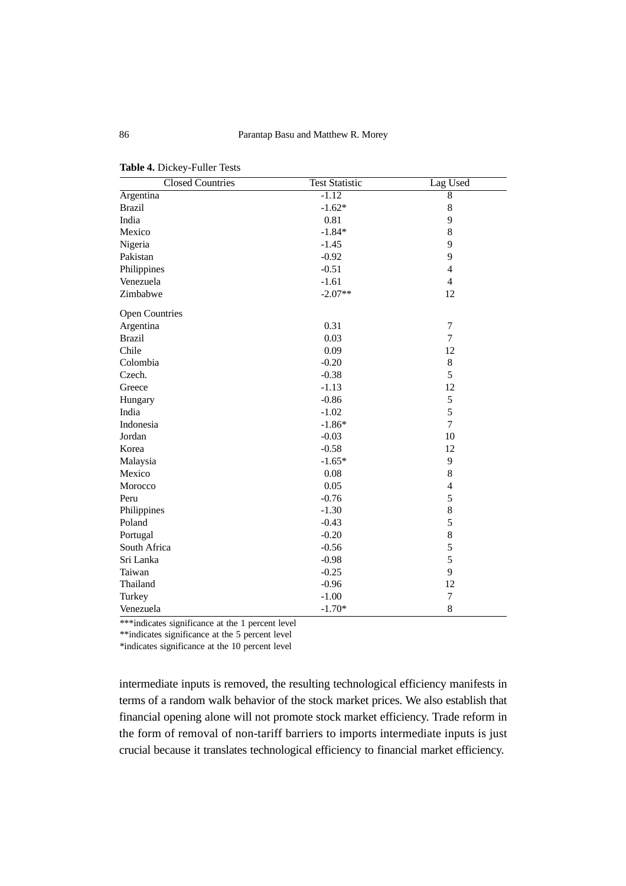**Table 4.** Dickey-Fuller Tests

| Closed Countries | Test Statistic | Lag Used |
|---|---|---|
| Argentina | -1.12 | 8 |
| Brazil | -1.62* | 8 |
| India | 0.81 | 9 |
| Mexico | -1.84* | 8 |
| Nigeria | -1.45 | 9 |
| Pakistan | -0.92 | 9 |
| Philippines | -0.51 | 4 |
| Venezuela | -1.61 | 4 |
| Zimbabwe | -2.07** | 12 |
| Open Countries | | |
| Argentina | 0.31 | 7 |
| Brazil | 0.03 | 7 |
| Chile | 0.09 | 12 |
| Colombia | -0.20 | 8 |
| Czech. | -0.38 | 5 |
| Greece | -1.13 | 12 |
| Hungary | -0.86 | 5 |
| India | -1.02 | 5 |
| Indonesia | -1.86* | 7 |
| Jordan | -0.03 | 10 |
| Korea | -0.58 | 12 |
| Malaysia | -1.65* | 9 |
| Mexico | 0.08 | 8 |
| Morocco | 0.05 | 4 |
| Peru | -0.76 | 5 |
| Philippines | -1.30 | 8 |
| Poland | -0.43 | 5 |
| Portugal | -0.20 | 8 |
| South Africa | -0.56 | 5 |
| Sri Lanka | -0.98 | 5 |
| Taiwan | -0.25 | 9 |
| Thailand | -0.96 | 12 |
| Turkey | -1.00 | 7 |
| Venezuela | -1.70* | 8 |

***indicates significance at the 1 percent level
**indicates significance at the 5 percent level
*indicates significance at the 10 percent level

intermediate inputs is removed, the resulting technological efficiency manifests in terms of a random walk behavior of the stock market prices. We also establish that financial opening alone will not promote stock market efficiency. Trade reform in the form of removal of non-tariff barriers to imports intermediate inputs is just crucial because it translates technological efficiency to financial market efficiency.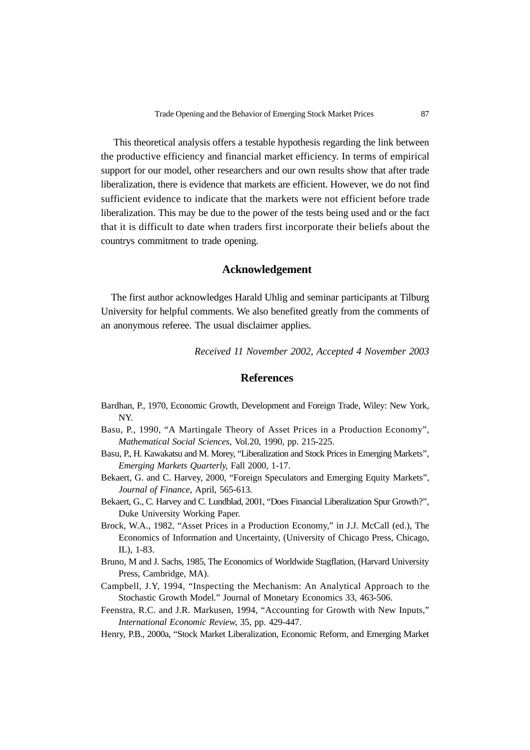This theoretical analysis offers a testable hypothesis regarding the link between the productive efficiency and financial market efficiency. In terms of empirical support for our model, other researchers and our own results show that after trade liberalization, there is evidence that markets are efficient. However, we do not find sufficient evidence to indicate that the markets were not efficient before trade liberalization. This may be due to the power of the tests being used and or the fact that it is difficult to date when traders first incorporate their beliefs about the countrys commitment to trade opening.

## Acknowledgement

The first author acknowledges Harald Uhlig and seminar participants at Tilburg University for helpful comments. We also benefited greatly from the comments of an anonymous referee. The usual disclaimer applies.

*Received 11 November 2002, Accepted 4 November 2003*

## References

Bardhan, P., 1970, Economic Growth, Development and Foreign Trade, Wiley: New York, NY.

Basu, P., 1990, "A Martingale Theory of Asset Prices in a Production Economy", *Mathematical Social Sciences*, Vol.20, 1990, pp. 215-225.

Basu, P., H. Kawakatsu and M. Morey, "Liberalization and Stock Prices in Emerging Markets", *Emerging Markets Quarterly*, Fall 2000, 1-17.

Bekaert, G. and C. Harvey, 2000, "Foreign Speculators and Emerging Equity Markets", *Journal of Finance*, April, 565-613.

Bekaert, G., C. Harvey and C. Lundblad, 2001, "Does Financial Liberalization Spur Growth?", Duke University Working Paper.

Brock, W.A., 1982, "Asset Prices in a Production Economy," in J.J. McCall (ed.), The Economics of Information and Uncertainty, (University of Chicago Press, Chicago, IL), 1-83.

Bruno, M and J. Sachs, 1985, The Economics of Worldwide Stagflation, (Harvard University Press, Cambridge, MA).

Campbell, J.Y, 1994, "Inspecting the Mechanism: An Analytical Approach to the Stochastic Growth Model." Journal of Monetary Economics 33, 463-506.

Feenstra, R.C. and J.R. Markusen, 1994, "Accounting for Growth with New Inputs," *International Economic Review*, 35, pp. 429-447.

Henry, P.B., 2000a, "Stock Market Liberalization, Economic Reform, and Emerging Market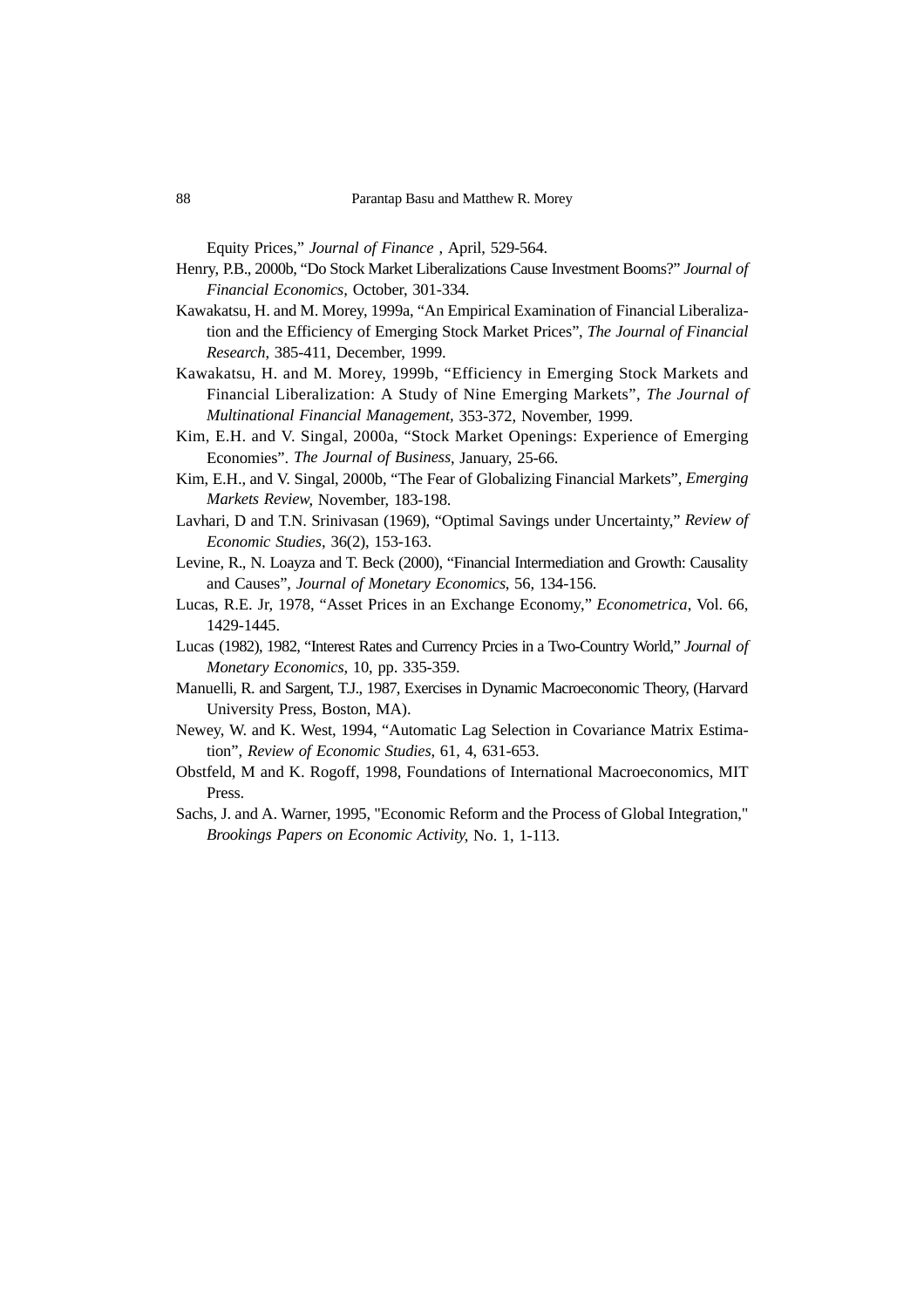Equity Prices," *Journal of Finance* , April, 529-564.

Henry, P.B., 2000b, "Do Stock Market Liberalizations Cause Investment Booms?" *Journal of Financial Economics,* October, 301-334.

Kawakatsu, H. and M. Morey, 1999a, "An Empirical Examination of Financial Liberalization and the Efficiency of Emerging Stock Market Prices", *The Journal of Financial Research*, 385-411, December, 1999.

Kawakatsu, H. and M. Morey, 1999b, "Efficiency in Emerging Stock Markets and Financial Liberalization: A Study of Nine Emerging Markets", *The Journal of Multinational Financial Management,* 353-372, November, 1999.

Kim, E.H. and V. Singal, 2000a, "Stock Market Openings: Experience of Emerging Economies". *The Journal of Business*, January, 25-66.

Kim, E.H., and V. Singal, 2000b, "The Fear of Globalizing Financial Markets", *Emerging Markets Review,* November, 183-198.

Lavhari, D and T.N. Srinivasan (1969), "Optimal Savings under Uncertainty," *Review of Economic Studies*, 36(2), 153-163.

Levine, R., N. Loayza and T. Beck (2000), "Financial Intermediation and Growth: Causality and Causes", *Journal of Monetary Economics*, 56, 134-156.

Lucas, R.E. Jr, 1978, "Asset Prices in an Exchange Economy," *Econometrica*, Vol. 66, 1429-1445.

Lucas (1982), 1982, "Interest Rates and Currency Prcies in a Two-Country World," *Journal of Monetary Economics*, 10, pp. 335-359.

Manuelli, R. and Sargent, T.J., 1987, Exercises in Dynamic Macroeconomic Theory, (Harvard University Press, Boston, MA).

Newey, W. and K. West, 1994, "Automatic Lag Selection in Covariance Matrix Estimation", *Review of Economic Studies*, 61, 4, 631-653.

Obstfeld, M and K. Rogoff, 1998, Foundations of International Macroeconomics, MIT Press.

Sachs, J. and A. Warner, 1995, "Economic Reform and the Process of Global Integration," *Brookings Papers on Economic Activity,* No. 1, 1-113.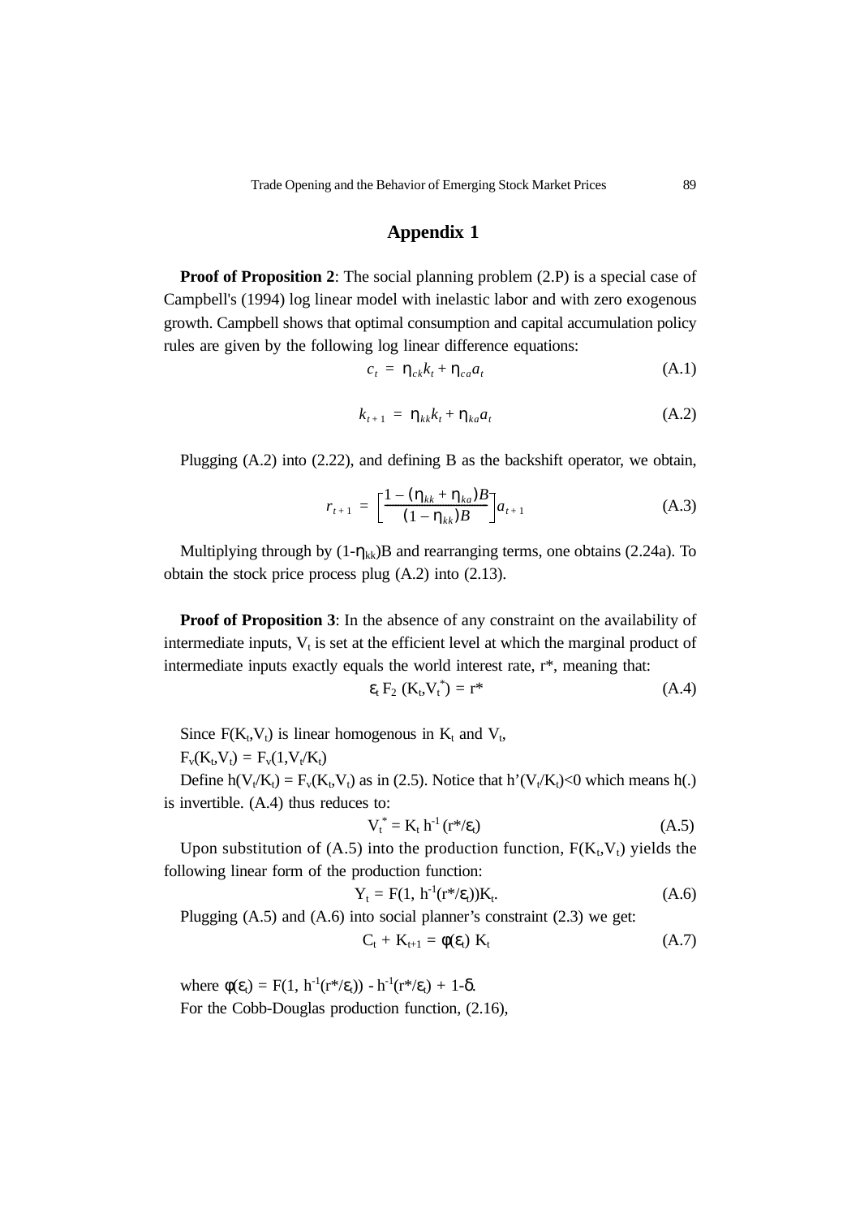## Appendix 1

**Proof of Proposition 2**: The social planning problem (2.P) is a special case of Campbell's (1994) log linear model with inelastic labor and with zero exogenous growth. Campbell shows that optimal consumption and capital accumulation policy rules are given by the following log linear difference equations:

$$c_t = \eta_{ck}k_t + \eta_{ca}a_t \tag{A.1}$$

$$k_{t+1} = \eta_{kk}k_t + \eta_{ka}a_t \tag{A.2}$$

Plugging (A.2) into (2.22), and defining B as the backshift operator, we obtain,

$$r_{t+1} = \left[\frac{1-(\eta_{kk}+\eta_{ka})B}{(1-\eta_{kk})B}\right]a_{t+1} \tag{A.3}$$

Multiplying through by $(1-\eta_{kk})B$ and rearranging terms, one obtains (2.24a). To obtain the stock price process plug (A.2) into (2.13).

**Proof of Proposition 3**: In the absence of any constraint on the availability of intermediate inputs, $V_t$ is set at the efficient level at which the marginal product of intermediate inputs exactly equals the world interest rate, r*, meaning that:

$$\varepsilon_t F_2(K_t, V_t^*) = r^* \tag{A.4}$$

Since $F(K_t,V_t)$ is linear homogenous in $K_t$ and $V_t$,

$F_v(K_t,V_t) = F_v(1,V_t/K_t)$

Define $h(V_t/K_t) = F_v(K_t,V_t)$ as in (2.5). Notice that $h'(V_t/K_t)<0$ which means h(.) is invertible. (A.4) thus reduces to:

$$V_t^* = K_t\, h^{-1}(r^*/\varepsilon_t) \tag{A.5}$$

Upon substitution of (A.5) into the production function, $F(K_t,V_t)$ yields the following linear form of the production function:

$$Y_t = F(1, h^{-1}(r^*/\varepsilon_t))K_t. \tag{A.6}$$

Plugging (A.5) and (A.6) into social planner's constraint (2.3) we get:

$$C_t + K_{t+1} = \phi(\varepsilon_t)\, K_t \tag{A.7}$$

where $\phi(\varepsilon_t) = F(1, h^{-1}(r^*/\varepsilon_t)) - h^{-1}(r^*/\varepsilon_t) + 1-\delta$.

For the Cobb-Douglas production function, (2.16),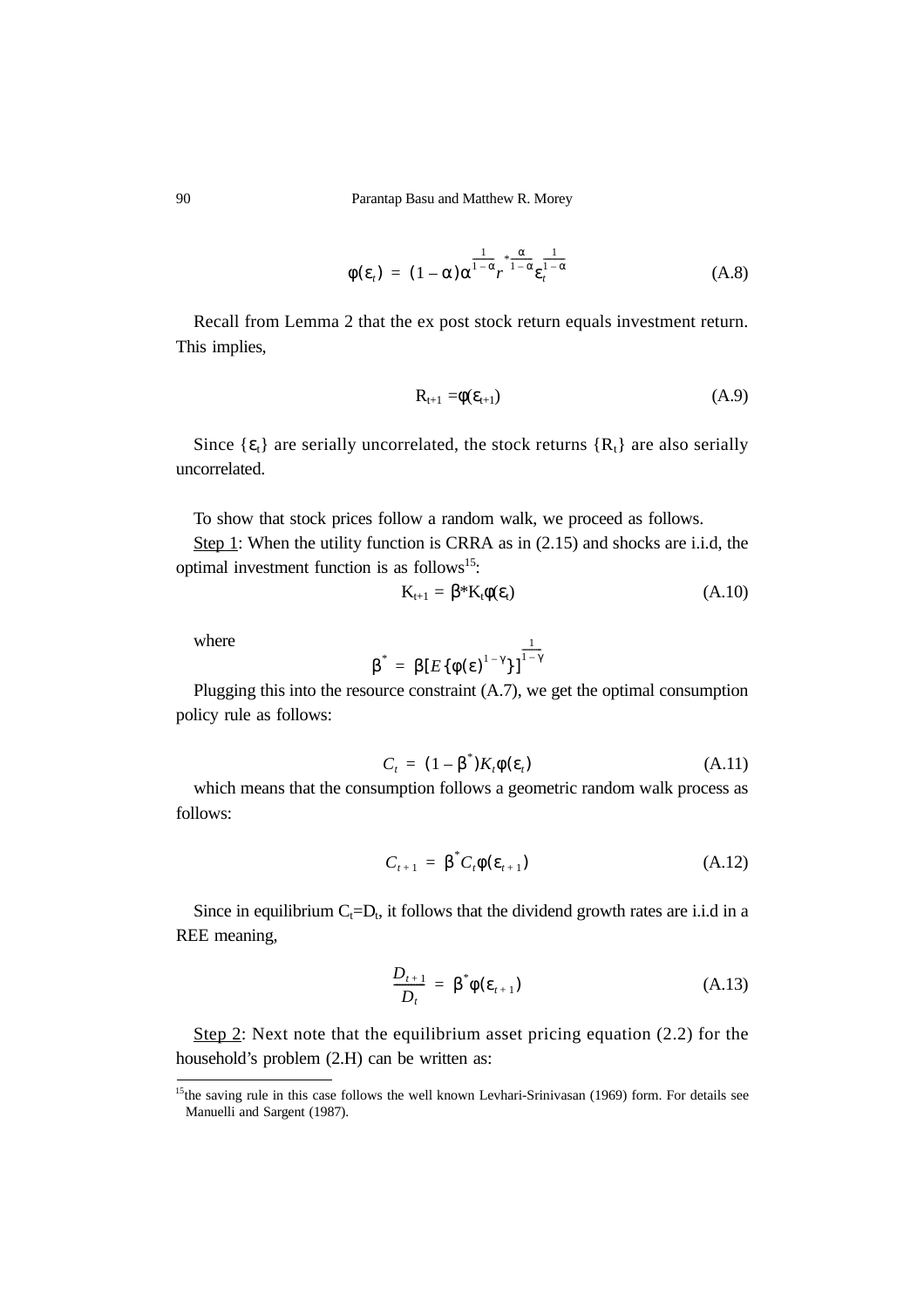$$\varphi(\varepsilon_t) = (1-\alpha)\alpha^{\frac{1}{1-\alpha}} r^{*\frac{\alpha}{1-\alpha}} \varepsilon_t^{\frac{1}{1-\alpha}} \tag{A.8}$$

Recall from Lemma 2 that the ex post stock return equals investment return. This implies,

$$R_{t+1} = \varphi(\varepsilon_{t+1}) \tag{A.9}$$

Since $\{\varepsilon_t\}$ are serially uncorrelated, the stock returns $\{R_t\}$ are also serially uncorrelated.

To show that stock prices follow a random walk, we proceed as follows.

Step 1: When the utility function is CRRA as in (2.15) and shocks are i.i.d, the optimal investment function is as follows[15]:

$$K_{t+1} = \beta^* K_t \varphi(\varepsilon_t) \tag{A.10}$$

where

$$\beta^* = \beta[E\{\varphi(\varepsilon)^{1-\gamma}\}]^{\frac{1}{1-\gamma}}$$

Plugging this into the resource constraint (A.7), we get the optimal consumption policy rule as follows:

$$C_t = (1-\beta^*)K_t\varphi(\varepsilon_t) \tag{A.11}$$

which means that the consumption follows a geometric random walk process as follows:

$$C_{t+1} = \beta^* C_t \varphi(\varepsilon_{t+1}) \tag{A.12}$$

Since in equilibrium $C_t = D_t$, it follows that the dividend growth rates are i.i.d in a REE meaning,

$$\frac{D_{t+1}}{D_t} = \beta^* \varphi(\varepsilon_{t+1}) \tag{A.13}$$

Step 2: Next note that the equilibrium asset pricing equation (2.2) for the household's problem (2.H) can be written as:

[15] the saving rule in this case follows the well known Levhari-Srinivasan (1969) form. For details see Manuelli and Sargent (1987).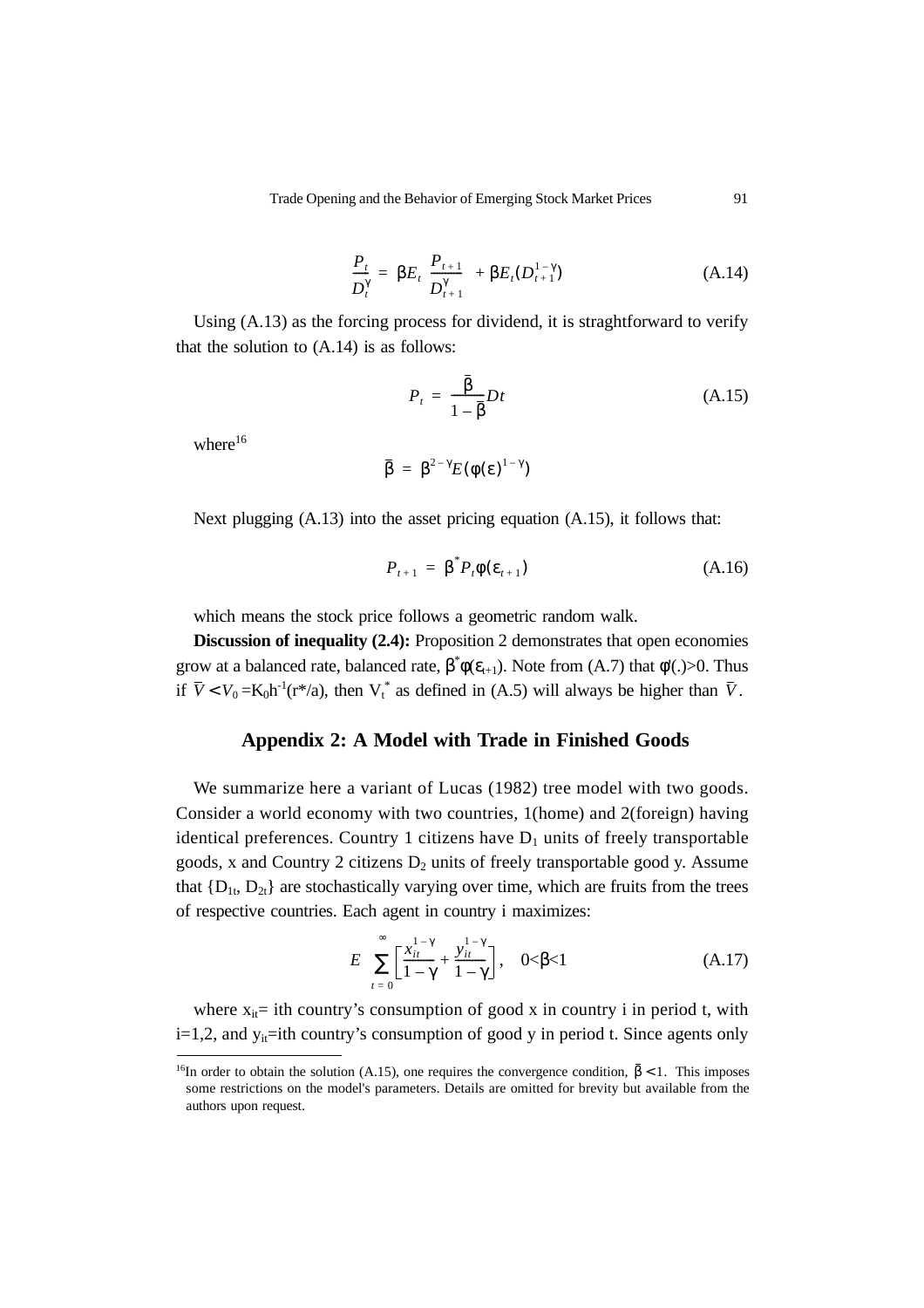$$\frac{P_t}{D_t^{\gamma}} = \beta E_t \frac{P_{t+1}}{D_{t+1}^{\gamma}} + \beta E_t(D_{t+1}^{1-\gamma}) \tag{A.14}$$

Using (A.13) as the forcing process for dividend, it is straghtforward to verify that the solution to (A.14) is as follows:

$$P_t = \frac{\bar{\beta}}{1-\bar{\beta}} Dt \tag{A.15}$$

where[16]

$$\bar{\beta} = \beta^{2-\gamma} E(\phi(\varepsilon)^{1-\gamma})$$

Next plugging (A.13) into the asset pricing equation (A.15), it follows that:

$$P_{t+1} = \beta^{*} P_t \phi(\varepsilon_{t+1}) \tag{A.16}$$

which means the stock price follows a geometric random walk.

**Discussion of inequality (2.4):** Proposition 2 demonstrates that open economies grow at a balanced rate, balanced rate, $\beta^{*}\phi(\varepsilon_{t+1})$. Note from (A.7) that $\phi'(.)>0$. Thus if $\bar{V} < V_0 = K_0 h^{-1}(r^{*}/a)$, then $V_t^{*}$ as defined in (A.5) will always be higher than $\bar{V}$.

## Appendix 2: A Model with Trade in Finished Goods

We summarize here a variant of Lucas (1982) tree model with two goods. Consider a world economy with two countries, 1(home) and 2(foreign) having identical preferences. Country 1 citizens have $D_1$ units of freely transportable goods, x and Country 2 citizens $D_2$ units of freely transportable good y. Assume that $\{D_{1t}, D_{2t}\}$ are stochastically varying over time, which are fruits from the trees of respective countries. Each agent in country i maximizes:

$$E \sum_{t=0}^{\infty} \left[ \frac{x_{it}^{1-\gamma}}{1-\gamma} + \frac{y_{it}^{1-\gamma}}{1-\gamma} \right], \quad 0<\beta<1 \tag{A.17}$$

where $x_{it}$= ith country's consumption of good x in country i in period t, with i=1,2, and $y_{it}$=ith country's consumption of good y in period t. Since agents only

[16]In order to obtain the solution (A.15), one requires the convergence condition, $\bar{\beta} < 1$. This imposes some restrictions on the model's parameters. Details are omitted for brevity but available from the authors upon request.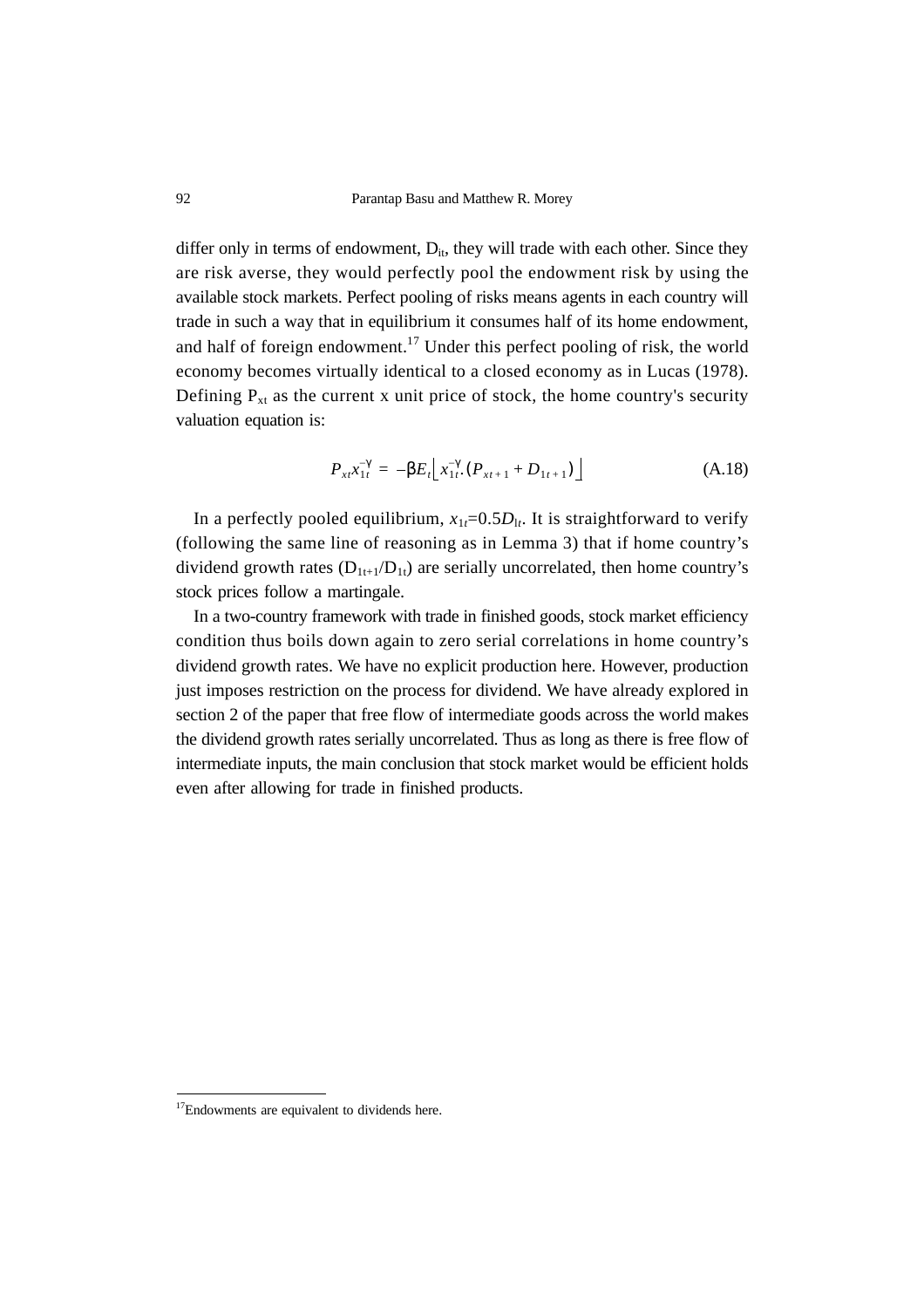differ only in terms of endowment, $D_{it}$, they will trade with each other. Since they are risk averse, they would perfectly pool the endowment risk by using the available stock markets. Perfect pooling of risks means agents in each country will trade in such a way that in equilibrium it consumes half of its home endowment, and half of foreign endowment.[17] Under this perfect pooling of risk, the world economy becomes virtually identical to a closed economy as in Lucas (1978). Defining $P_{xt}$ as the current x unit price of stock, the home country's security valuation equation is:

$$P_{xt} x_{1t}^{-\gamma} = -\beta E_t \left\lfloor x_{1t}^{-\gamma} . (P_{xt+1} + D_{1t+1}) \right\rfloor \tag{A.18}$$

In a perfectly pooled equilibrium, $x_{1t}$=0.5$D_{1t}$. It is straightforward to verify (following the same line of reasoning as in Lemma 3) that if home country's dividend growth rates ($D_{1t+1}/D_{1t}$) are serially uncorrelated, then home country's stock prices follow a martingale.

In a two-country framework with trade in finished goods, stock market efficiency condition thus boils down again to zero serial correlations in home country's dividend growth rates. We have no explicit production here. However, production just imposes restriction on the process for dividend. We have already explored in section 2 of the paper that free flow of intermediate goods across the world makes the dividend growth rates serially uncorrelated. Thus as long as there is free flow of intermediate inputs, the main conclusion that stock market would be efficient holds even after allowing for trade in finished products.

[17] Endowments are equivalent to dividends here.